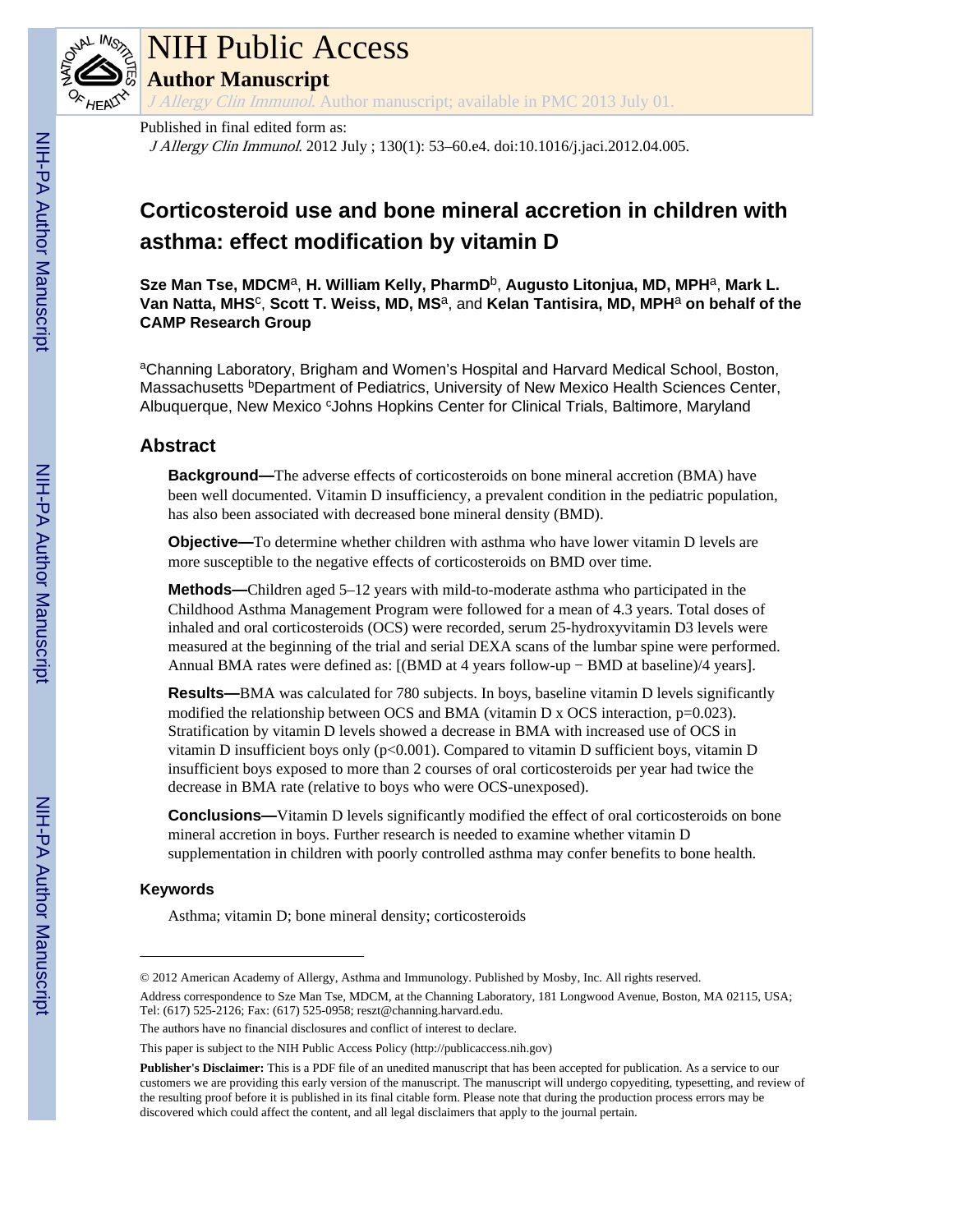# NIH Public Access

## Author Manuscript

*J Allergy Clin Immunol*. Author manuscript; available in PMC 2013 July 01.

Published in final edited form as:

*J Allergy Clin Immunol*. 2012 July ; 130(1): 53–60.e4. doi:10.1016/j.jaci.2012.04.005.

# Corticosteroid use and bone mineral accretion in children with asthma: effect modification by vitamin D

**Sze Man Tse, MDCM**[a], **H. William Kelly, PharmD**[b], **Augusto Litonjua, MD, MPH**[a], **Mark L. Van Natta, MHS**[c], **Scott T. Weiss, MD, MS**[a], and **Kelan Tantisira, MD, MPH**[a] **on behalf of the CAMP Research Group**

[a]Channing Laboratory, Brigham and Women's Hospital and Harvard Medical School, Boston, Massachusetts [b]Department of Pediatrics, University of New Mexico Health Sciences Center, Albuquerque, New Mexico [c]Johns Hopkins Center for Clinical Trials, Baltimore, Maryland

## Abstract

**Background—**The adverse effects of corticosteroids on bone mineral accretion (BMA) have been well documented. Vitamin D insufficiency, a prevalent condition in the pediatric population, has also been associated with decreased bone mineral density (BMD).

**Objective—**To determine whether children with asthma who have lower vitamin D levels are more susceptible to the negative effects of corticosteroids on BMD over time.

**Methods—**Children aged 5–12 years with mild-to-moderate asthma who participated in the Childhood Asthma Management Program were followed for a mean of 4.3 years. Total doses of inhaled and oral corticosteroids (OCS) were recorded, serum 25-hydroxyvitamin D3 levels were measured at the beginning of the trial and serial DEXA scans of the lumbar spine were performed. Annual BMA rates were defined as: [(BMD at 4 years follow-up − BMD at baseline)/4 years].

**Results—**BMA was calculated for 780 subjects. In boys, baseline vitamin D levels significantly modified the relationship between OCS and BMA (vitamin D x OCS interaction, $p=0.023$). Stratification by vitamin D levels showed a decrease in BMA with increased use of OCS in vitamin D insufficient boys only ($p<0.001$). Compared to vitamin D sufficient boys, vitamin D insufficient boys exposed to more than 2 courses of oral corticosteroids per year had twice the decrease in BMA rate (relative to boys who were OCS-unexposed).

**Conclusions—**Vitamin D levels significantly modified the effect of oral corticosteroids on bone mineral accretion in boys. Further research is needed to examine whether vitamin D supplementation in children with poorly controlled asthma may confer benefits to bone health.

### Keywords

Asthma; vitamin D; bone mineral density; corticosteroids

---

© 2012 American Academy of Allergy, Asthma and Immunology. Published by Mosby, Inc. All rights reserved.

Address correspondence to Sze Man Tse, MDCM, at the Channing Laboratory, 181 Longwood Avenue, Boston, MA 02115, USA; Tel: (617) 525-2126; Fax: (617) 525-0958; reszt@channing.harvard.edu.

The authors have no financial disclosures and conflict of interest to declare.

This paper is subject to the NIH Public Access Policy (http://publicaccess.nih.gov)

**Publisher's Disclaimer:** This is a PDF file of an unedited manuscript that has been accepted for publication. As a service to our customers we are providing this early version of the manuscript. The manuscript will undergo copyediting, typesetting, and review of the resulting proof before it is published in its final citable form. Please note that during the production process errors may be discovered which could affect the content, and all legal disclaimers that apply to the journal pertain.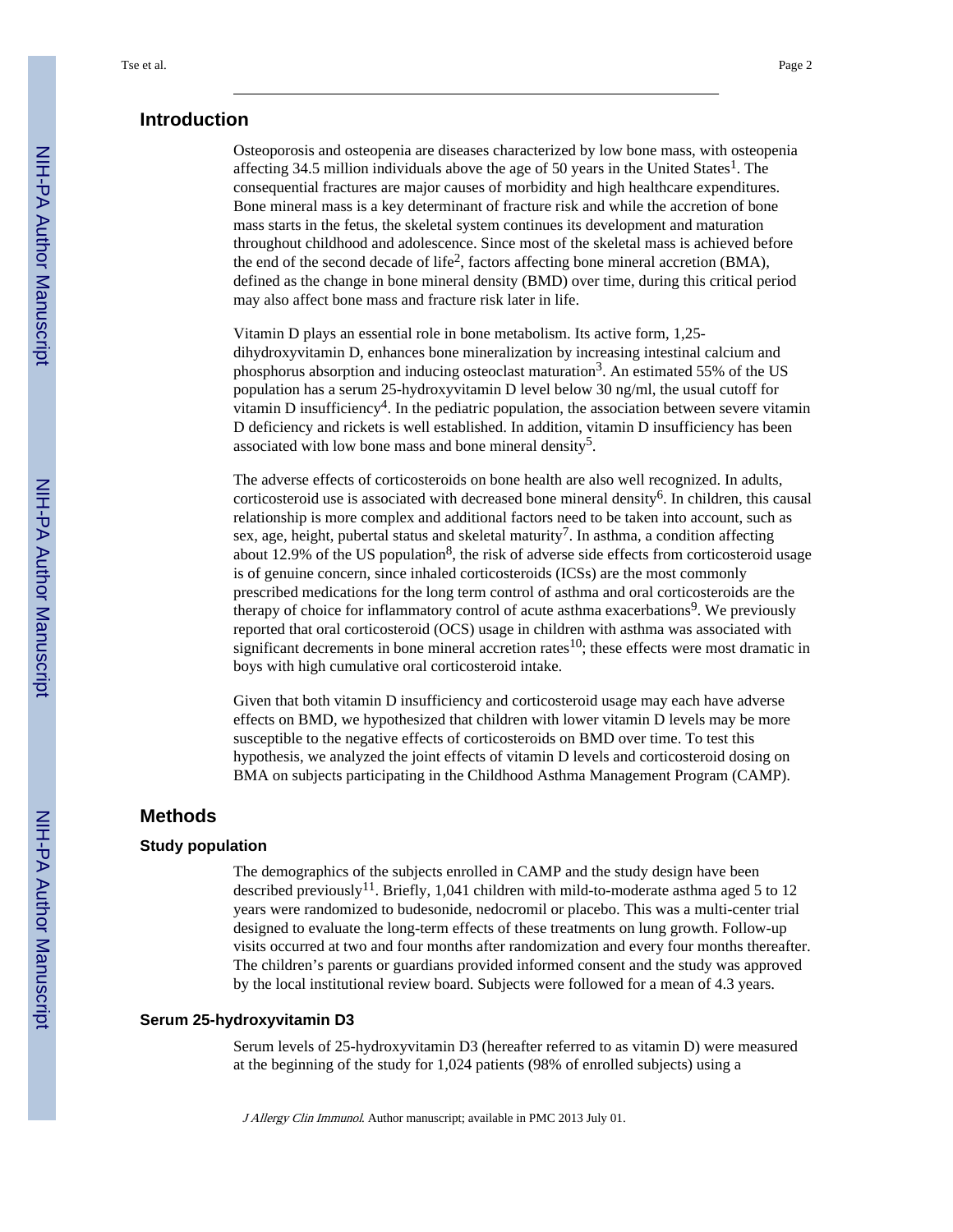## Introduction

Osteoporosis and osteopenia are diseases characterized by low bone mass, with osteopenia affecting 34.5 million individuals above the age of 50 years in the United States[1]. The consequential fractures are major causes of morbidity and high healthcare expenditures. Bone mineral mass is a key determinant of fracture risk and while the accretion of bone mass starts in the fetus, the skeletal system continues its development and maturation throughout childhood and adolescence. Since most of the skeletal mass is achieved before the end of the second decade of life[2], factors affecting bone mineral accretion (BMA), defined as the change in bone mineral density (BMD) over time, during this critical period may also affect bone mass and fracture risk later in life.

Vitamin D plays an essential role in bone metabolism. Its active form, 1,25-dihydroxyvitamin D, enhances bone mineralization by increasing intestinal calcium and phosphorus absorption and inducing osteoclast maturation[3]. An estimated 55% of the US population has a serum 25-hydroxyvitamin D level below 30 ng/ml, the usual cutoff for vitamin D insufficiency[4]. In the pediatric population, the association between severe vitamin D deficiency and rickets is well established. In addition, vitamin D insufficiency has been associated with low bone mass and bone mineral density[5].

The adverse effects of corticosteroids on bone health are also well recognized. In adults, corticosteroid use is associated with decreased bone mineral density[6]. In children, this causal relationship is more complex and additional factors need to be taken into account, such as sex, age, height, pubertal status and skeletal maturity[7]. In asthma, a condition affecting about 12.9% of the US population[8], the risk of adverse side effects from corticosteroid usage is of genuine concern, since inhaled corticosteroids (ICSs) are the most commonly prescribed medications for the long term control of asthma and oral corticosteroids are the therapy of choice for inflammatory control of acute asthma exacerbations[9]. We previously reported that oral corticosteroid (OCS) usage in children with asthma was associated with significant decrements in bone mineral accretion rates[10]; these effects were most dramatic in boys with high cumulative oral corticosteroid intake.

Given that both vitamin D insufficiency and corticosteroid usage may each have adverse effects on BMD, we hypothesized that children with lower vitamin D levels may be more susceptible to the negative effects of corticosteroids on BMD over time. To test this hypothesis, we analyzed the joint effects of vitamin D levels and corticosteroid dosing on BMA on subjects participating in the Childhood Asthma Management Program (CAMP).

## Methods

### Study population

The demographics of the subjects enrolled in CAMP and the study design have been described previously[11]. Briefly, 1,041 children with mild-to-moderate asthma aged 5 to 12 years were randomized to budesonide, nedocromil or placebo. This was a multi-center trial designed to evaluate the long-term effects of these treatments on lung growth. Follow-up visits occurred at two and four months after randomization and every four months thereafter. The children's parents or guardians provided informed consent and the study was approved by the local institutional review board. Subjects were followed for a mean of 4.3 years.

### Serum 25-hydroxyvitamin D3

Serum levels of 25-hydroxyvitamin D3 (hereafter referred to as vitamin D) were measured at the beginning of the study for 1,024 patients (98% of enrolled subjects) using a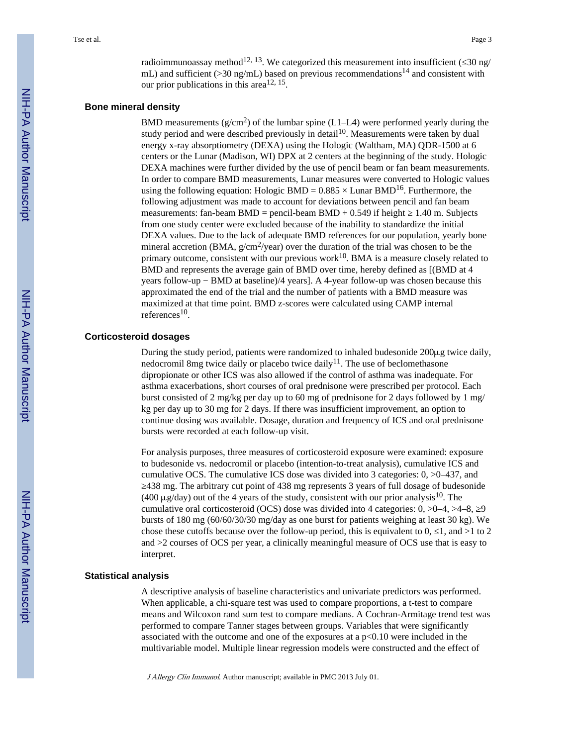radioimmunoassay method[12, 13]. We categorized this measurement into insufficient (≤30 ng/mL) and sufficient (>30 ng/mL) based on previous recommendations[14] and consistent with our prior publications in this area[12, 15].

## Bone mineral density

BMD measurements (g/cm$^2$) of the lumbar spine (L1–L4) were performed yearly during the study period and were described previously in detail[10]. Measurements were taken by dual energy x-ray absorptiometry (DEXA) using the Hologic (Waltham, MA) QDR-1500 at 6 centers or the Lunar (Madison, WI) DPX at 2 centers at the beginning of the study. Hologic DEXA machines were further divided by the use of pencil beam or fan beam measurements. In order to compare BMD measurements, Lunar measures were converted to Hologic values using the following equation: Hologic BMD = 0.885 × Lunar BMD[16]. Furthermore, the following adjustment was made to account for deviations between pencil and fan beam measurements: fan-beam BMD = pencil-beam BMD + 0.549 if height ≥ 1.40 m. Subjects from one study center were excluded because of the inability to standardize the initial DEXA values. Due to the lack of adequate BMD references for our population, yearly bone mineral accretion (BMA, g/cm$^2$/year) over the duration of the trial was chosen to be the primary outcome, consistent with our previous work[10]. BMA is a measure closely related to BMD and represents the average gain of BMD over time, hereby defined as [(BMD at 4 years follow-up − BMD at baseline)/4 years]. A 4-year follow-up was chosen because this approximated the end of the trial and the number of patients with a BMD measure was maximized at that time point. BMD z-scores were calculated using CAMP internal references[10].

## Corticosteroid dosages

During the study period, patients were randomized to inhaled budesonide 200μg twice daily, nedocromil 8mg twice daily or placebo twice daily[11]. The use of beclomethasone dipropionate or other ICS was also allowed if the control of asthma was inadequate. For asthma exacerbations, short courses of oral prednisone were prescribed per protocol. Each burst consisted of 2 mg/kg per day up to 60 mg of prednisone for 2 days followed by 1 mg/kg per day up to 30 mg for 2 days. If there was insufficient improvement, an option to continue dosing was available. Dosage, duration and frequency of ICS and oral prednisone bursts were recorded at each follow-up visit.

For analysis purposes, three measures of corticosteroid exposure were examined: exposure to budesonide vs. nedocromil or placebo (intention-to-treat analysis), cumulative ICS and cumulative OCS. The cumulative ICS dose was divided into 3 categories: 0, >0–437, and ≥438 mg. The arbitrary cut point of 438 mg represents 3 years of full dosage of budesonide (400 μg/day) out of the 4 years of the study, consistent with our prior analysis[10]. The cumulative oral corticosteroid (OCS) dose was divided into 4 categories: 0, >0–4, >4–8, ≥9 bursts of 180 mg (60/60/30/30 mg/day as one burst for patients weighing at least 30 kg). We chose these cutoffs because over the follow-up period, this is equivalent to 0, ≤1, and >1 to 2 and >2 courses of OCS per year, a clinically meaningful measure of OCS use that is easy to interpret.

## Statistical analysis

A descriptive analysis of baseline characteristics and univariate predictors was performed. When applicable, a chi-square test was used to compare proportions, a t-test to compare means and Wilcoxon rand sum test to compare medians. A Cochran-Armitage trend test was performed to compare Tanner stages between groups. Variables that were significantly associated with the outcome and one of the exposures at a $p<0.10$ were included in the multivariable model. Multiple linear regression models were constructed and the effect of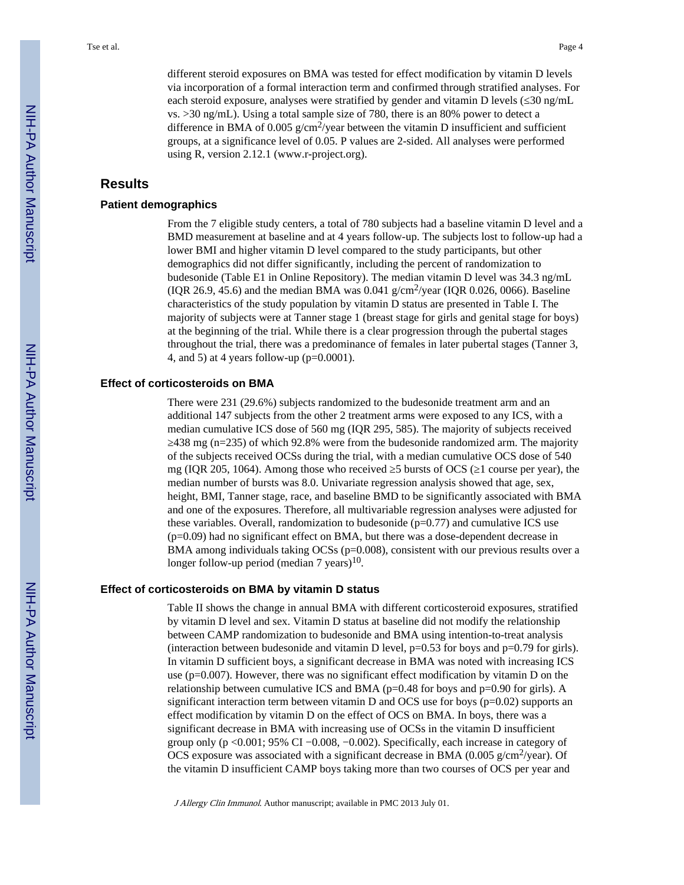different steroid exposures on BMA was tested for effect modification by vitamin D levels via incorporation of a formal interaction term and confirmed through stratified analyses. For each steroid exposure, analyses were stratified by gender and vitamin D levels (≤30 ng/mL vs. >30 ng/mL). Using a total sample size of 780, there is an 80% power to detect a difference in BMA of 0.005 g/cm$^2$/year between the vitamin D insufficient and sufficient groups, at a significance level of 0.05. P values are 2-sided. All analyses were performed using R, version 2.12.1 (www.r-project.org).

## Results

### Patient demographics

From the 7 eligible study centers, a total of 780 subjects had a baseline vitamin D level and a BMD measurement at baseline and at 4 years follow-up. The subjects lost to follow-up had a lower BMI and higher vitamin D level compared to the study participants, but other demographics did not differ significantly, including the percent of randomization to budesonide (Table E1 in Online Repository). The median vitamin D level was 34.3 ng/mL (IQR 26.9, 45.6) and the median BMA was 0.041 g/cm$^2$/year (IQR 0.026, 0066). Baseline characteristics of the study population by vitamin D status are presented in Table I. The majority of subjects were at Tanner stage 1 (breast stage for girls and genital stage for boys) at the beginning of the trial. While there is a clear progression through the pubertal stages throughout the trial, there was a predominance of females in later pubertal stages (Tanner 3, 4, and 5) at 4 years follow-up (p=0.0001).

### Effect of corticosteroids on BMA

There were 231 (29.6%) subjects randomized to the budesonide treatment arm and an additional 147 subjects from the other 2 treatment arms were exposed to any ICS, with a median cumulative ICS dose of 560 mg (IQR 295, 585). The majority of subjects received ≥438 mg (n=235) of which 92.8% were from the budesonide randomized arm. The majority of the subjects received OCSs during the trial, with a median cumulative OCS dose of 540 mg (IQR 205, 1064). Among those who received ≥5 bursts of OCS (≥1 course per year), the median number of bursts was 8.0. Univariate regression analysis showed that age, sex, height, BMI, Tanner stage, race, and baseline BMD to be significantly associated with BMA and one of the exposures. Therefore, all multivariable regression analyses were adjusted for these variables. Overall, randomization to budesonide (p=0.77) and cumulative ICS use (p=0.09) had no significant effect on BMA, but there was a dose-dependent decrease in BMA among individuals taking OCSs (p=0.008), consistent with our previous results over a longer follow-up period (median 7 years)[10].

### Effect of corticosteroids on BMA by vitamin D status

Table II shows the change in annual BMA with different corticosteroid exposures, stratified by vitamin D level and sex. Vitamin D status at baseline did not modify the relationship between CAMP randomization to budesonide and BMA using intention-to-treat analysis (interaction between budesonide and vitamin D level, p=0.53 for boys and p=0.79 for girls). In vitamin D sufficient boys, a significant decrease in BMA was noted with increasing ICS use (p=0.007). However, there was no significant effect modification by vitamin D on the relationship between cumulative ICS and BMA (p=0.48 for boys and p=0.90 for girls). A significant interaction term between vitamin D and OCS use for boys (p=0.02) supports an effect modification by vitamin D on the effect of OCS on BMA. In boys, there was a significant decrease in BMA with increasing use of OCSs in the vitamin D insufficient group only (p <0.001; 95% CI −0.008, −0.002). Specifically, each increase in category of OCS exposure was associated with a significant decrease in BMA (0.005 g/cm$^2$/year). Of the vitamin D insufficient CAMP boys taking more than two courses of OCS per year and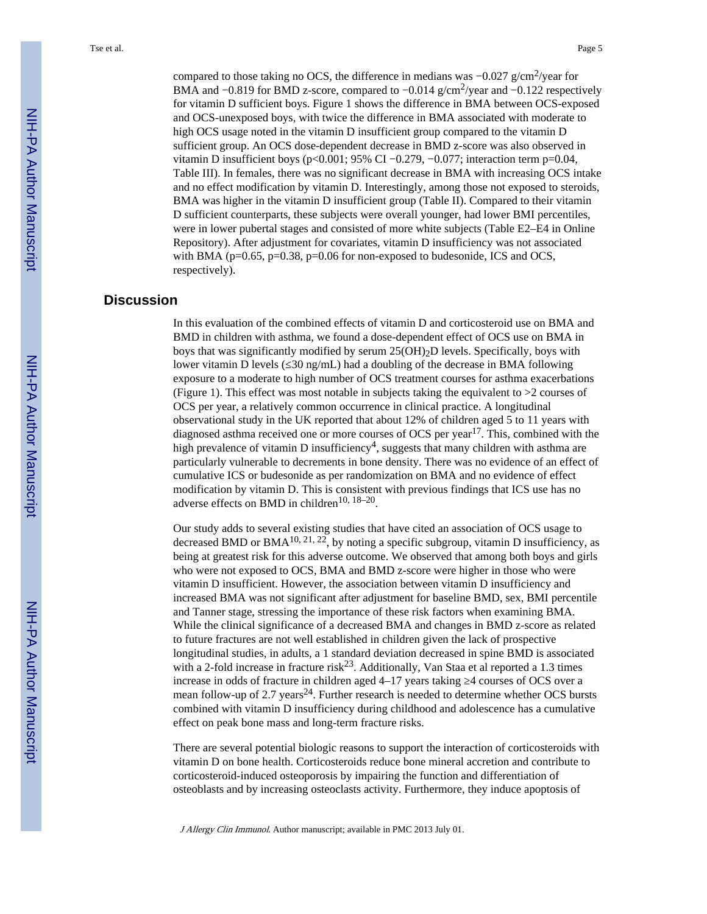compared to those taking no OCS, the difference in medians was −0.027 g/cm$^2$/year for BMA and −0.819 for BMD z-score, compared to −0.014 g/cm$^2$/year and −0.122 respectively for vitamin D sufficient boys. Figure 1 shows the difference in BMA between OCS-exposed and OCS-unexposed boys, with twice the difference in BMA associated with moderate to high OCS usage noted in the vitamin D insufficient group compared to the vitamin D sufficient group. An OCS dose-dependent decrease in BMD z-score was also observed in vitamin D insufficient boys ($p<0.001$; 95% CI −0.279, −0.077; interaction term $p=0.04$, Table III). In females, there was no significant decrease in BMA with increasing OCS intake and no effect modification by vitamin D. Interestingly, among those not exposed to steroids, BMA was higher in the vitamin D insufficient group (Table II). Compared to their vitamin D sufficient counterparts, these subjects were overall younger, had lower BMI percentiles, were in lower pubertal stages and consisted of more white subjects (Table E2–E4 in Online Repository). After adjustment for covariates, vitamin D insufficiency was not associated with BMA ($p=0.65$, $p=0.38$, $p=0.06$ for non-exposed to budesonide, ICS and OCS, respectively).

## Discussion

In this evaluation of the combined effects of vitamin D and corticosteroid use on BMA and BMD in children with asthma, we found a dose-dependent effect of OCS use on BMA in boys that was significantly modified by serum 25(OH)$_2$D levels. Specifically, boys with lower vitamin D levels (≤30 ng/mL) had a doubling of the decrease in BMA following exposure to a moderate to high number of OCS treatment courses for asthma exacerbations (Figure 1). This effect was most notable in subjects taking the equivalent to >2 courses of OCS per year, a relatively common occurrence in clinical practice. A longitudinal observational study in the UK reported that about 12% of children aged 5 to 11 years with diagnosed asthma received one or more courses of OCS per year[17]. This, combined with the high prevalence of vitamin D insufficiency[4], suggests that many children with asthma are particularly vulnerable to decrements in bone density. There was no evidence of an effect of cumulative ICS or budesonide as per randomization on BMA and no evidence of effect modification by vitamin D. This is consistent with previous findings that ICS use has no adverse effects on BMD in children[10, 18–20].

Our study adds to several existing studies that have cited an association of OCS usage to decreased BMD or BMA[10, 21, 22], by noting a specific subgroup, vitamin D insufficiency, as being at greatest risk for this adverse outcome. We observed that among both boys and girls who were not exposed to OCS, BMA and BMD z-score were higher in those who were vitamin D insufficient. However, the association between vitamin D insufficiency and increased BMA was not significant after adjustment for baseline BMD, sex, BMI percentile and Tanner stage, stressing the importance of these risk factors when examining BMA. While the clinical significance of a decreased BMA and changes in BMD z-score as related to future fractures are not well established in children given the lack of prospective longitudinal studies, in adults, a 1 standard deviation decreased in spine BMD is associated with a 2-fold increase in fracture risk[23]. Additionally, Van Staa et al reported a 1.3 times increase in odds of fracture in children aged 4–17 years taking ≥4 courses of OCS over a mean follow-up of 2.7 years[24]. Further research is needed to determine whether OCS bursts combined with vitamin D insufficiency during childhood and adolescence has a cumulative effect on peak bone mass and long-term fracture risks.

There are several potential biologic reasons to support the interaction of corticosteroids with vitamin D on bone health. Corticosteroids reduce bone mineral accretion and contribute to corticosteroid-induced osteoporosis by impairing the function and differentiation of osteoblasts and by increasing osteoclasts activity. Furthermore, they induce apoptosis of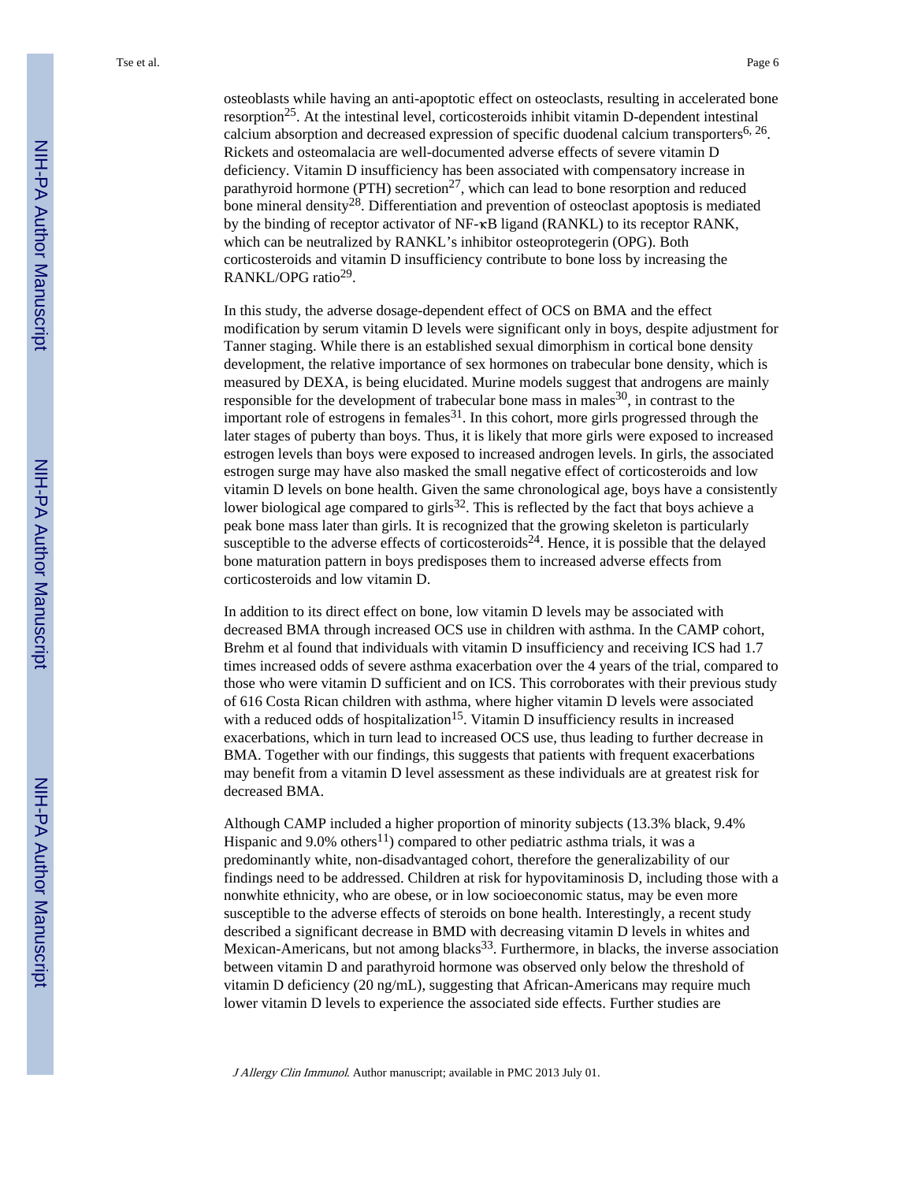osteoblasts while having an anti-apoptotic effect on osteoclasts, resulting in accelerated bone resorption[25]. At the intestinal level, corticosteroids inhibit vitamin D-dependent intestinal calcium absorption and decreased expression of specific duodenal calcium transporters[6, 26]. Rickets and osteomalacia are well-documented adverse effects of severe vitamin D deficiency. Vitamin D insufficiency has been associated with compensatory increase in parathyroid hormone (PTH) secretion[27], which can lead to bone resorption and reduced bone mineral density[28]. Differentiation and prevention of osteoclast apoptosis is mediated by the binding of receptor activator of NF-κB ligand (RANKL) to its receptor RANK, which can be neutralized by RANKL's inhibitor osteoprotegerin (OPG). Both corticosteroids and vitamin D insufficiency contribute to bone loss by increasing the RANKL/OPG ratio[29].

In this study, the adverse dosage-dependent effect of OCS on BMA and the effect modification by serum vitamin D levels were significant only in boys, despite adjustment for Tanner staging. While there is an established sexual dimorphism in cortical bone density development, the relative importance of sex hormones on trabecular bone density, which is measured by DEXA, is being elucidated. Murine models suggest that androgens are mainly responsible for the development of trabecular bone mass in males[30], in contrast to the important role of estrogens in females[31]. In this cohort, more girls progressed through the later stages of puberty than boys. Thus, it is likely that more girls were exposed to increased estrogen levels than boys were exposed to increased androgen levels. In girls, the associated estrogen surge may have also masked the small negative effect of corticosteroids and low vitamin D levels on bone health. Given the same chronological age, boys have a consistently lower biological age compared to girls[32]. This is reflected by the fact that boys achieve a peak bone mass later than girls. It is recognized that the growing skeleton is particularly susceptible to the adverse effects of corticosteroids[24]. Hence, it is possible that the delayed bone maturation pattern in boys predisposes them to increased adverse effects from corticosteroids and low vitamin D.

In addition to its direct effect on bone, low vitamin D levels may be associated with decreased BMA through increased OCS use in children with asthma. In the CAMP cohort, Brehm et al found that individuals with vitamin D insufficiency and receiving ICS had 1.7 times increased odds of severe asthma exacerbation over the 4 years of the trial, compared to those who were vitamin D sufficient and on ICS. This corroborates with their previous study of 616 Costa Rican children with asthma, where higher vitamin D levels were associated with a reduced odds of hospitalization[15]. Vitamin D insufficiency results in increased exacerbations, which in turn lead to increased OCS use, thus leading to further decrease in BMA. Together with our findings, this suggests that patients with frequent exacerbations may benefit from a vitamin D level assessment as these individuals are at greatest risk for decreased BMA.

Although CAMP included a higher proportion of minority subjects (13.3% black, 9.4% Hispanic and 9.0% others[11]) compared to other pediatric asthma trials, it was a predominantly white, non-disadvantaged cohort, therefore the generalizability of our findings need to be addressed. Children at risk for hypovitaminosis D, including those with a nonwhite ethnicity, who are obese, or in low socioeconomic status, may be even more susceptible to the adverse effects of steroids on bone health. Interestingly, a recent study described a significant decrease in BMD with decreasing vitamin D levels in whites and Mexican-Americans, but not among blacks[33]. Furthermore, in blacks, the inverse association between vitamin D and parathyroid hormone was observed only below the threshold of vitamin D deficiency (20 ng/mL), suggesting that African-Americans may require much lower vitamin D levels to experience the associated side effects. Further studies are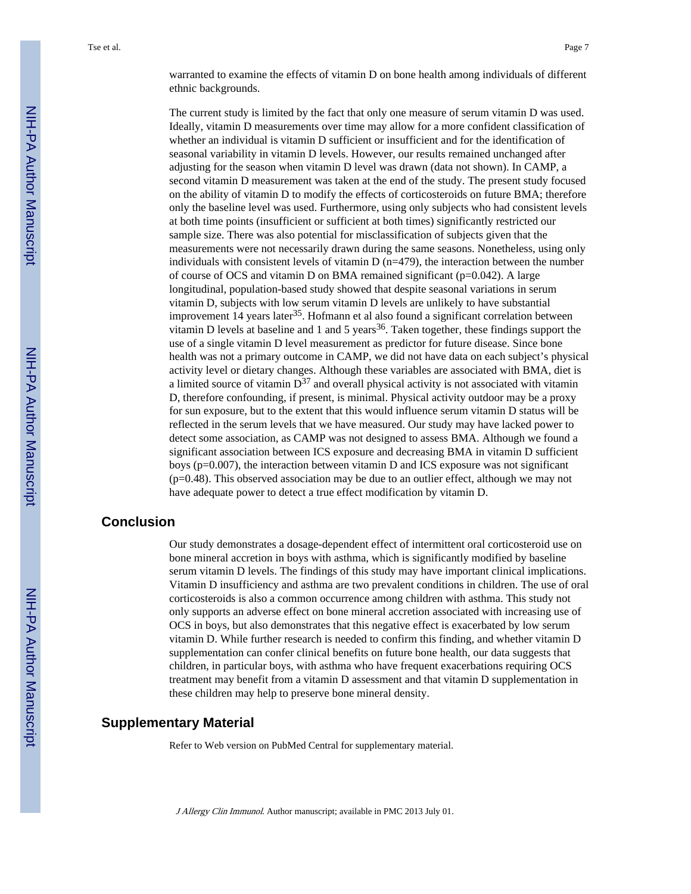warranted to examine the effects of vitamin D on bone health among individuals of different ethnic backgrounds.

The current study is limited by the fact that only one measure of serum vitamin D was used. Ideally, vitamin D measurements over time may allow for a more confident classification of whether an individual is vitamin D sufficient or insufficient and for the identification of seasonal variability in vitamin D levels. However, our results remained unchanged after adjusting for the season when vitamin D level was drawn (data not shown). In CAMP, a second vitamin D measurement was taken at the end of the study. The present study focused on the ability of vitamin D to modify the effects of corticosteroids on future BMA; therefore only the baseline level was used. Furthermore, using only subjects who had consistent levels at both time points (insufficient or sufficient at both times) significantly restricted our sample size. There was also potential for misclassification of subjects given that the measurements were not necessarily drawn during the same seasons. Nonetheless, using only individuals with consistent levels of vitamin D (n=479), the interaction between the number of course of OCS and vitamin D on BMA remained significant (p=0.042). A large longitudinal, population-based study showed that despite seasonal variations in serum vitamin D, subjects with low serum vitamin D levels are unlikely to have substantial improvement 14 years later[35]. Hofmann et al also found a significant correlation between vitamin D levels at baseline and 1 and 5 years[36]. Taken together, these findings support the use of a single vitamin D level measurement as predictor for future disease. Since bone health was not a primary outcome in CAMP, we did not have data on each subject's physical activity level or dietary changes. Although these variables are associated with BMA, diet is a limited source of vitamin D[37] and overall physical activity is not associated with vitamin D, therefore confounding, if present, is minimal. Physical activity outdoor may be a proxy for sun exposure, but to the extent that this would influence serum vitamin D status will be reflected in the serum levels that we have measured. Our study may have lacked power to detect some association, as CAMP was not designed to assess BMA. Although we found a significant association between ICS exposure and decreasing BMA in vitamin D sufficient boys (p=0.007), the interaction between vitamin D and ICS exposure was not significant (p=0.48). This observed association may be due to an outlier effect, although we may not have adequate power to detect a true effect modification by vitamin D.

## Conclusion

Our study demonstrates a dosage-dependent effect of intermittent oral corticosteroid use on bone mineral accretion in boys with asthma, which is significantly modified by baseline serum vitamin D levels. The findings of this study may have important clinical implications. Vitamin D insufficiency and asthma are two prevalent conditions in children. The use of oral corticosteroids is also a common occurrence among children with asthma. This study not only supports an adverse effect on bone mineral accretion associated with increasing use of OCS in boys, but also demonstrates that this negative effect is exacerbated by low serum vitamin D. While further research is needed to confirm this finding, and whether vitamin D supplementation can confer clinical benefits on future bone health, our data suggests that children, in particular boys, with asthma who have frequent exacerbations requiring OCS treatment may benefit from a vitamin D assessment and that vitamin D supplementation in these children may help to preserve bone mineral density.

## Supplementary Material

Refer to Web version on PubMed Central for supplementary material.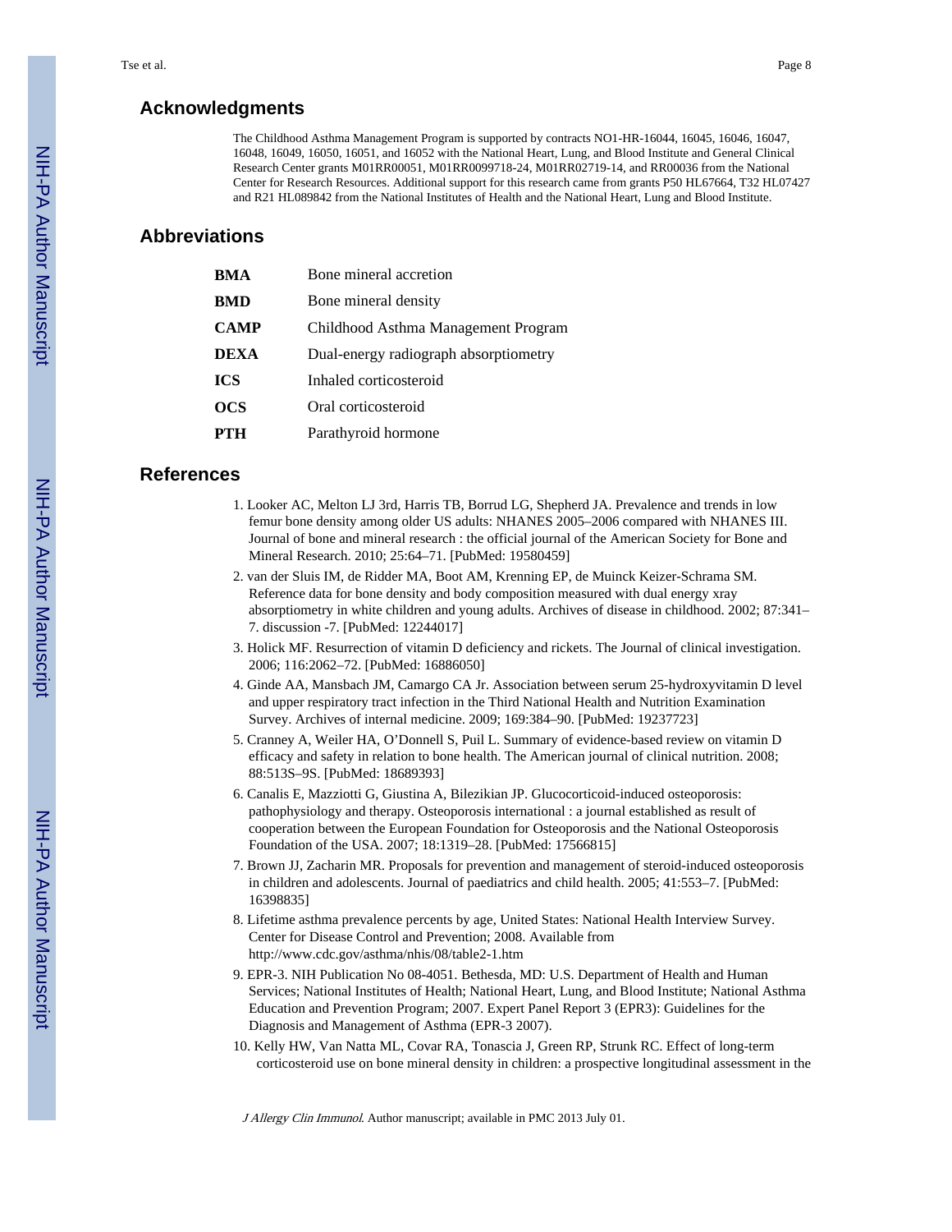## Acknowledgments

The Childhood Asthma Management Program is supported by contracts NO1-HR-16044, 16045, 16046, 16047, 16048, 16049, 16050, 16051, and 16052 with the National Heart, Lung, and Blood Institute and General Clinical Research Center grants M01RR00051, M01RR0099718-24, M01RR02719-14, and RR00036 from the National Center for Research Resources. Additional support for this research came from grants P50 HL67664, T32 HL07427 and R21 HL089842 from the National Institutes of Health and the National Heart, Lung and Blood Institute.

## Abbreviations

| | |
|---|---|
| **BMA** | Bone mineral accretion |
| **BMD** | Bone mineral density |
| **CAMP** | Childhood Asthma Management Program |
| **DEXA** | Dual-energy radiograph absorptiometry |
| **ICS** | Inhaled corticosteroid |
| **OCS** | Oral corticosteroid |
| **PTH** | Parathyroid hormone |

## References

1. Looker AC, Melton LJ 3rd, Harris TB, Borrud LG, Shepherd JA. Prevalence and trends in low femur bone density among older US adults: NHANES 2005–2006 compared with NHANES III. Journal of bone and mineral research : the official journal of the American Society for Bone and Mineral Research. 2010; 25:64–71. [PubMed: 19580459]
2. van der Sluis IM, de Ridder MA, Boot AM, Krenning EP, de Muinck Keizer-Schrama SM. Reference data for bone density and body composition measured with dual energy xray absorptiometry in white children and young adults. Archives of disease in childhood. 2002; 87:341–7. discussion -7. [PubMed: 12244017]
3. Holick MF. Resurrection of vitamin D deficiency and rickets. The Journal of clinical investigation. 2006; 116:2062–72. [PubMed: 16886050]
4. Ginde AA, Mansbach JM, Camargo CA Jr. Association between serum 25-hydroxyvitamin D level and upper respiratory tract infection in the Third National Health and Nutrition Examination Survey. Archives of internal medicine. 2009; 169:384–90. [PubMed: 19237723]
5. Cranney A, Weiler HA, O'Donnell S, Puil L. Summary of evidence-based review on vitamin D efficacy and safety in relation to bone health. The American journal of clinical nutrition. 2008; 88:513S–9S. [PubMed: 18689393]
6. Canalis E, Mazziotti G, Giustina A, Bilezikian JP. Glucocorticoid-induced osteoporosis: pathophysiology and therapy. Osteoporosis international : a journal established as result of cooperation between the European Foundation for Osteoporosis and the National Osteoporosis Foundation of the USA. 2007; 18:1319–28. [PubMed: 17566815]
7. Brown JJ, Zacharin MR. Proposals for prevention and management of steroid-induced osteoporosis in children and adolescents. Journal of paediatrics and child health. 2005; 41:553–7. [PubMed: 16398835]
8. Lifetime asthma prevalence percents by age, United States: National Health Interview Survey. Center for Disease Control and Prevention; 2008. Available from http://www.cdc.gov/asthma/nhis/08/table2-1.htm
9. EPR-3. NIH Publication No 08-4051. Bethesda, MD: U.S. Department of Health and Human Services; National Institutes of Health; National Heart, Lung, and Blood Institute; National Asthma Education and Prevention Program; 2007. Expert Panel Report 3 (EPR3): Guidelines for the Diagnosis and Management of Asthma (EPR-3 2007).
10. Kelly HW, Van Natta ML, Covar RA, Tonascia J, Green RP, Strunk RC. Effect of long-term corticosteroid use on bone mineral density in children: a prospective longitudinal assessment in the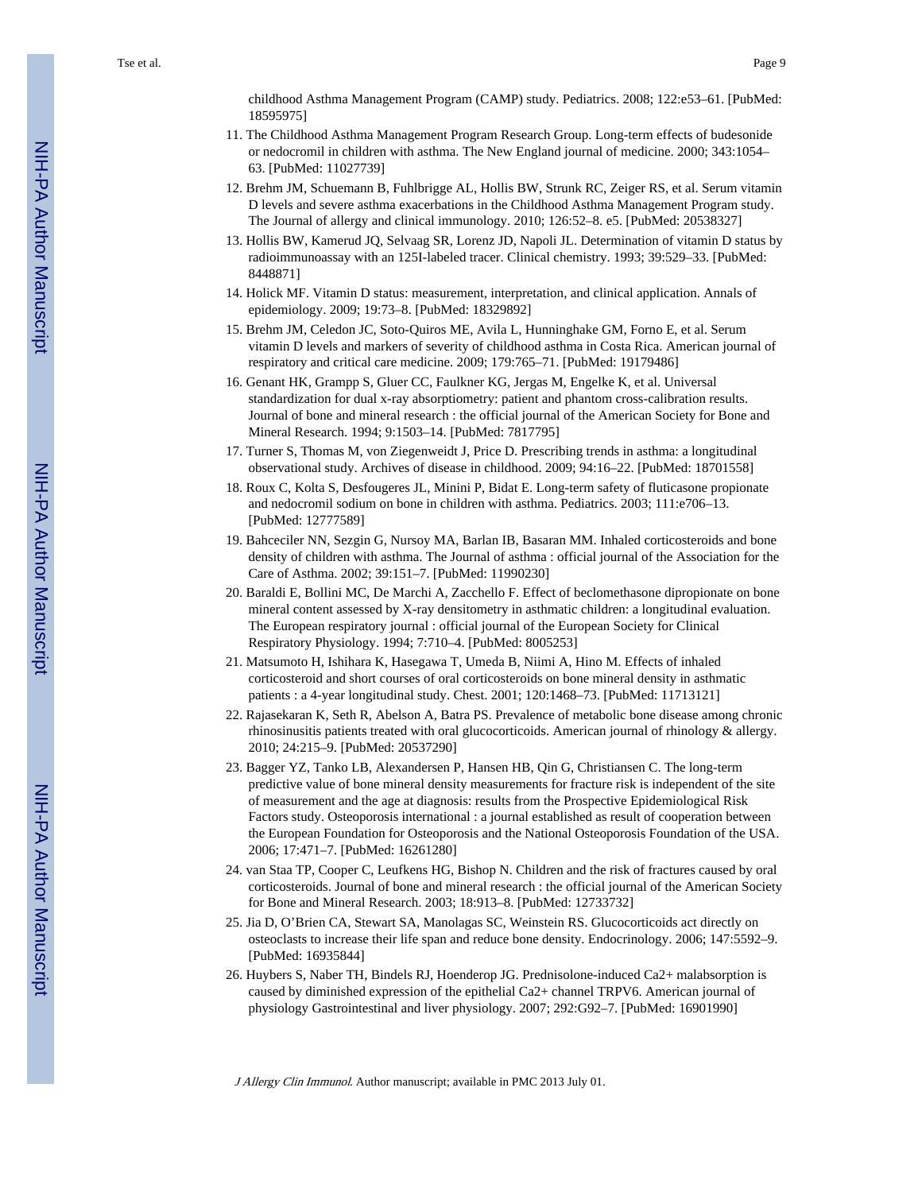childhood Asthma Management Program (CAMP) study. Pediatrics. 2008; 122:e53–61. [PubMed: 18595975]

11. The Childhood Asthma Management Program Research Group. Long-term effects of budesonide or nedocromil in children with asthma. The New England journal of medicine. 2000; 343:1054–63. [PubMed: 11027739]
12. Brehm JM, Schuemann B, Fuhlbrigge AL, Hollis BW, Strunk RC, Zeiger RS, et al. Serum vitamin D levels and severe asthma exacerbations in the Childhood Asthma Management Program study. The Journal of allergy and clinical immunology. 2010; 126:52–8. e5. [PubMed: 20538327]
13. Hollis BW, Kamerud JQ, Selvaag SR, Lorenz JD, Napoli JL. Determination of vitamin D status by radioimmunoassay with an 125I-labeled tracer. Clinical chemistry. 1993; 39:529–33. [PubMed: 8448871]
14. Holick MF. Vitamin D status: measurement, interpretation, and clinical application. Annals of epidemiology. 2009; 19:73–8. [PubMed: 18329892]
15. Brehm JM, Celedon JC, Soto-Quiros ME, Avila L, Hunninghake GM, Forno E, et al. Serum vitamin D levels and markers of severity of childhood asthma in Costa Rica. American journal of respiratory and critical care medicine. 2009; 179:765–71. [PubMed: 19179486]
16. Genant HK, Grampp S, Gluer CC, Faulkner KG, Jergas M, Engelke K, et al. Universal standardization for dual x-ray absorptiometry: patient and phantom cross-calibration results. Journal of bone and mineral research : the official journal of the American Society for Bone and Mineral Research. 1994; 9:1503–14. [PubMed: 7817795]
17. Turner S, Thomas M, von Ziegenweidt J, Price D. Prescribing trends in asthma: a longitudinal observational study. Archives of disease in childhood. 2009; 94:16–22. [PubMed: 18701558]
18. Roux C, Kolta S, Desfougeres JL, Minini P, Bidat E. Long-term safety of fluticasone propionate and nedocromil sodium on bone in children with asthma. Pediatrics. 2003; 111:e706–13. [PubMed: 12777589]
19. Bahceciler NN, Sezgin G, Nursoy MA, Barlan IB, Basaran MM. Inhaled corticosteroids and bone density of children with asthma. The Journal of asthma : official journal of the Association for the Care of Asthma. 2002; 39:151–7. [PubMed: 11990230]
20. Baraldi E, Bollini MC, De Marchi A, Zacchello F. Effect of beclomethasone dipropionate on bone mineral content assessed by X-ray densitometry in asthmatic children: a longitudinal evaluation. The European respiratory journal : official journal of the European Society for Clinical Respiratory Physiology. 1994; 7:710–4. [PubMed: 8005253]
21. Matsumoto H, Ishihara K, Hasegawa T, Umeda B, Niimi A, Hino M. Effects of inhaled corticosteroid and short courses of oral corticosteroids on bone mineral density in asthmatic patients : a 4-year longitudinal study. Chest. 2001; 120:1468–73. [PubMed: 11713121]
22. Rajasekaran K, Seth R, Abelson A, Batra PS. Prevalence of metabolic bone disease among chronic rhinosinusitis patients treated with oral glucocorticoids. American journal of rhinology & allergy. 2010; 24:215–9. [PubMed: 20537290]
23. Bagger YZ, Tanko LB, Alexandersen P, Hansen HB, Qin G, Christiansen C. The long-term predictive value of bone mineral density measurements for fracture risk is independent of the site of measurement and the age at diagnosis: results from the Prospective Epidemiological Risk Factors study. Osteoporosis international : a journal established as result of cooperation between the European Foundation for Osteoporosis and the National Osteoporosis Foundation of the USA. 2006; 17:471–7. [PubMed: 16261280]
24. van Staa TP, Cooper C, Leufkens HG, Bishop N. Children and the risk of fractures caused by oral corticosteroids. Journal of bone and mineral research : the official journal of the American Society for Bone and Mineral Research. 2003; 18:913–8. [PubMed: 12733732]
25. Jia D, O'Brien CA, Stewart SA, Manolagas SC, Weinstein RS. Glucocorticoids act directly on osteoclasts to increase their life span and reduce bone density. Endocrinology. 2006; 147:5592–9. [PubMed: 16935844]
26. Huybers S, Naber TH, Bindels RJ, Hoenderop JG. Prednisolone-induced Ca2+ malabsorption is caused by diminished expression of the epithelial Ca2+ channel TRPV6. American journal of physiology Gastrointestinal and liver physiology. 2007; 292:G92–7. [PubMed: 16901990]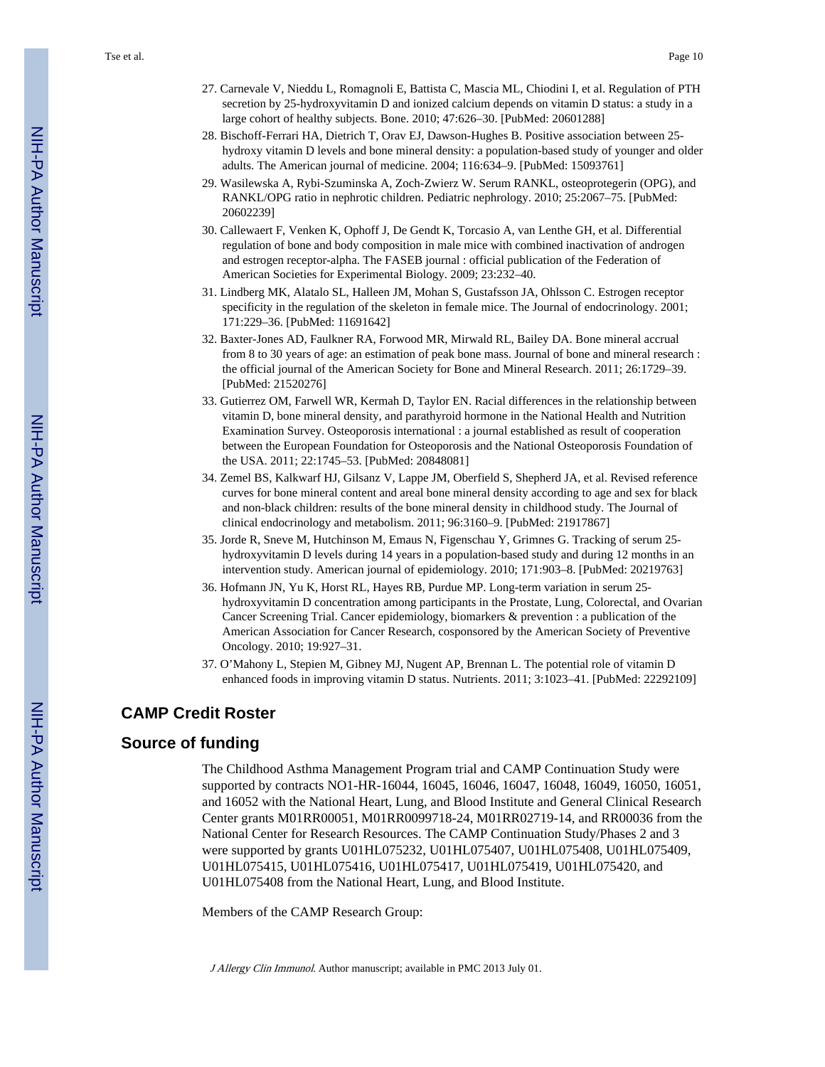27. Carnevale V, Nieddu L, Romagnoli E, Battista C, Mascia ML, Chiodini I, et al. Regulation of PTH secretion by 25-hydroxyvitamin D and ionized calcium depends on vitamin D status: a study in a large cohort of healthy subjects. Bone. 2010; 47:626–30. [PubMed: 20601288]
28. Bischoff-Ferrari HA, Dietrich T, Orav EJ, Dawson-Hughes B. Positive association between 25-hydroxy vitamin D levels and bone mineral density: a population-based study of younger and older adults. The American journal of medicine. 2004; 116:634–9. [PubMed: 15093761]
29. Wasilewska A, Rybi-Szuminska A, Zoch-Zwierz W. Serum RANKL, osteoprotegerin (OPG), and RANKL/OPG ratio in nephrotic children. Pediatric nephrology. 2010; 25:2067–75. [PubMed: 20602239]
30. Callewaert F, Venken K, Ophoff J, De Gendt K, Torcasio A, van Lenthe GH, et al. Differential regulation of bone and body composition in male mice with combined inactivation of androgen and estrogen receptor-alpha. The FASEB journal : official publication of the Federation of American Societies for Experimental Biology. 2009; 23:232–40.
31. Lindberg MK, Alatalo SL, Halleen JM, Mohan S, Gustafsson JA, Ohlsson C. Estrogen receptor specificity in the regulation of the skeleton in female mice. The Journal of endocrinology. 2001; 171:229–36. [PubMed: 11691642]
32. Baxter-Jones AD, Faulkner RA, Forwood MR, Mirwald RL, Bailey DA. Bone mineral accrual from 8 to 30 years of age: an estimation of peak bone mass. Journal of bone and mineral research : the official journal of the American Society for Bone and Mineral Research. 2011; 26:1729–39. [PubMed: 21520276]
33. Gutierrez OM, Farwell WR, Kermah D, Taylor EN. Racial differences in the relationship between vitamin D, bone mineral density, and parathyroid hormone in the National Health and Nutrition Examination Survey. Osteoporosis international : a journal established as result of cooperation between the European Foundation for Osteoporosis and the National Osteoporosis Foundation of the USA. 2011; 22:1745–53. [PubMed: 20848081]
34. Zemel BS, Kalkwarf HJ, Gilsanz V, Lappe JM, Oberfeld S, Shepherd JA, et al. Revised reference curves for bone mineral content and areal bone mineral density according to age and sex for black and non-black children: results of the bone mineral density in childhood study. The Journal of clinical endocrinology and metabolism. 2011; 96:3160–9. [PubMed: 21917867]
35. Jorde R, Sneve M, Hutchinson M, Emaus N, Figenschau Y, Grimnes G. Tracking of serum 25-hydroxyvitamin D levels during 14 years in a population-based study and during 12 months in an intervention study. American journal of epidemiology. 2010; 171:903–8. [PubMed: 20219763]
36. Hofmann JN, Yu K, Horst RL, Hayes RB, Purdue MP. Long-term variation in serum 25-hydroxyvitamin D concentration among participants in the Prostate, Lung, Colorectal, and Ovarian Cancer Screening Trial. Cancer epidemiology, biomarkers & prevention : a publication of the American Association for Cancer Research, cosponsored by the American Society of Preventive Oncology. 2010; 19:927–31.
37. O'Mahony L, Stepien M, Gibney MJ, Nugent AP, Brennan L. The potential role of vitamin D enhanced foods in improving vitamin D status. Nutrients. 2011; 3:1023–41. [PubMed: 22292109]

## CAMP Credit Roster

## Source of funding

The Childhood Asthma Management Program trial and CAMP Continuation Study were supported by contracts NO1-HR-16044, 16045, 16046, 16047, 16048, 16049, 16050, 16051, and 16052 with the National Heart, Lung, and Blood Institute and General Clinical Research Center grants M01RR00051, M01RR0099718-24, M01RR02719-14, and RR00036 from the National Center for Research Resources. The CAMP Continuation Study/Phases 2 and 3 were supported by grants U01HL075232, U01HL075407, U01HL075408, U01HL075409, U01HL075415, U01HL075416, U01HL075417, U01HL075419, U01HL075420, and U01HL075408 from the National Heart, Lung, and Blood Institute.

Members of the CAMP Research Group: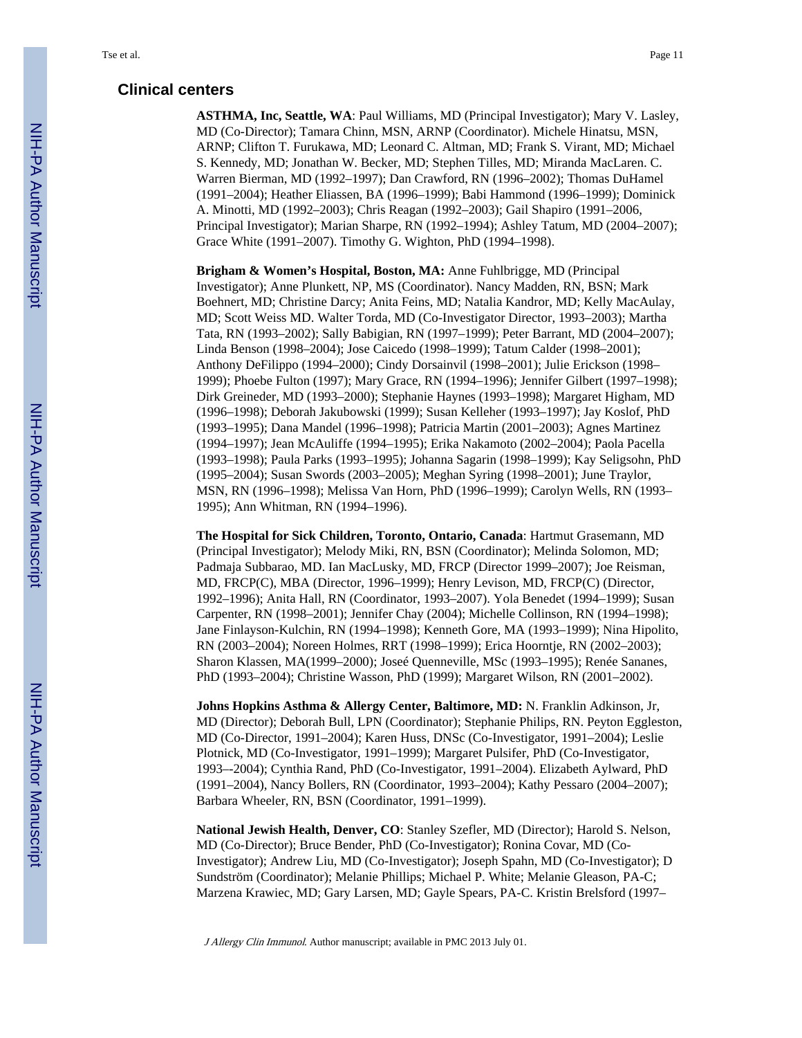## Clinical centers

**ASTHMA, Inc, Seattle, WA**: Paul Williams, MD (Principal Investigator); Mary V. Lasley, MD (Co-Director); Tamara Chinn, MSN, ARNP (Coordinator). Michele Hinatsu, MSN, ARNP; Clifton T. Furukawa, MD; Leonard C. Altman, MD; Frank S. Virant, MD; Michael S. Kennedy, MD; Jonathan W. Becker, MD; Stephen Tilles, MD; Miranda MacLaren. C. Warren Bierman, MD (1992–1997); Dan Crawford, RN (1996–2002); Thomas DuHamel (1991–2004); Heather Eliassen, BA (1996–1999); Babi Hammond (1996–1999); Dominick A. Minotti, MD (1992–2003); Chris Reagan (1992–2003); Gail Shapiro (1991–2006, Principal Investigator); Marian Sharpe, RN (1992–1994); Ashley Tatum, MD (2004–2007); Grace White (1991–2007). Timothy G. Wighton, PhD (1994–1998).

**Brigham & Women's Hospital, Boston, MA:** Anne Fuhlbrigge, MD (Principal Investigator); Anne Plunkett, NP, MS (Coordinator). Nancy Madden, RN, BSN; Mark Boehnert, MD; Christine Darcy; Anita Feins, MD; Natalia Kandror, MD; Kelly MacAulay, MD; Scott Weiss MD. Walter Torda, MD (Co-Investigator Director, 1993–2003); Martha Tata, RN (1993–2002); Sally Babigian, RN (1997–1999); Peter Barrant, MD (2004–2007); Linda Benson (1998–2004); Jose Caicedo (1998–1999); Tatum Calder (1998–2001); Anthony DeFilippo (1994–2000); Cindy Dorsainvil (1998–2001); Julie Erickson (1998–1999); Phoebe Fulton (1997); Mary Grace, RN (1994–1996); Jennifer Gilbert (1997–1998); Dirk Greineder, MD (1993–2000); Stephanie Haynes (1993–1998); Margaret Higham, MD (1996–1998); Deborah Jakubowski (1999); Susan Kelleher (1993–1997); Jay Koslof, PhD (1993–1995); Dana Mandel (1996–1998); Patricia Martin (2001–2003); Agnes Martinez (1994–1997); Jean McAuliffe (1994–1995); Erika Nakamoto (2002–2004); Paola Pacella (1993–1998); Paula Parks (1993–1995); Johanna Sagarin (1998–1999); Kay Seligsohn, PhD (1995–2004); Susan Swords (2003–2005); Meghan Syring (1998–2001); June Traylor, MSN, RN (1996–1998); Melissa Van Horn, PhD (1996–1999); Carolyn Wells, RN (1993–1995); Ann Whitman, RN (1994–1996).

**The Hospital for Sick Children, Toronto, Ontario, Canada**: Hartmut Grasemann, MD (Principal Investigator); Melody Miki, RN, BSN (Coordinator); Melinda Solomon, MD; Padmaja Subbarao, MD. Ian MacLusky, MD, FRCP (Director 1999–2007); Joe Reisman, MD, FRCP(C), MBA (Director, 1996–1999); Henry Levison, MD, FRCP(C) (Director, 1992–1996); Anita Hall, RN (Coordinator, 1993–2007). Yola Benedet (1994–1999); Susan Carpenter, RN (1998–2001); Jennifer Chay (2004); Michelle Collinson, RN (1994–1998); Jane Finlayson-Kulchin, RN (1994–1998); Kenneth Gore, MA (1993–1999); Nina Hipolito, RN (2003–2004); Noreen Holmes, RRT (1998–1999); Erica Hoorntje, RN (2002–2003); Sharon Klassen, MA(1999–2000); Joseé Quenneville, MSc (1993–1995); Renée Sananes, PhD (1993–2004); Christine Wasson, PhD (1999); Margaret Wilson, RN (2001–2002).

**Johns Hopkins Asthma & Allergy Center, Baltimore, MD:** N. Franklin Adkinson, Jr, MD (Director); Deborah Bull, LPN (Coordinator); Stephanie Philips, RN. Peyton Eggleston, MD (Co-Director, 1991–2004); Karen Huss, DNSc (Co-Investigator, 1991–2004); Leslie Plotnick, MD (Co-Investigator, 1991–1999); Margaret Pulsifer, PhD (Co-Investigator, 1993–-2004); Cynthia Rand, PhD (Co-Investigator, 1991–2004). Elizabeth Aylward, PhD (1991–2004), Nancy Bollers, RN (Coordinator, 1993–2004); Kathy Pessaro (2004–2007); Barbara Wheeler, RN, BSN (Coordinator, 1991–1999).

**National Jewish Health, Denver, CO**: Stanley Szefler, MD (Director); Harold S. Nelson, MD (Co-Director); Bruce Bender, PhD (Co-Investigator); Ronina Covar, MD (Co-Investigator); Andrew Liu, MD (Co-Investigator); Joseph Spahn, MD (Co-Investigator); D Sundström (Coordinator); Melanie Phillips; Michael P. White; Melanie Gleason, PA-C; Marzena Krawiec, MD; Gary Larsen, MD; Gayle Spears, PA-C. Kristin Brelsford (1997–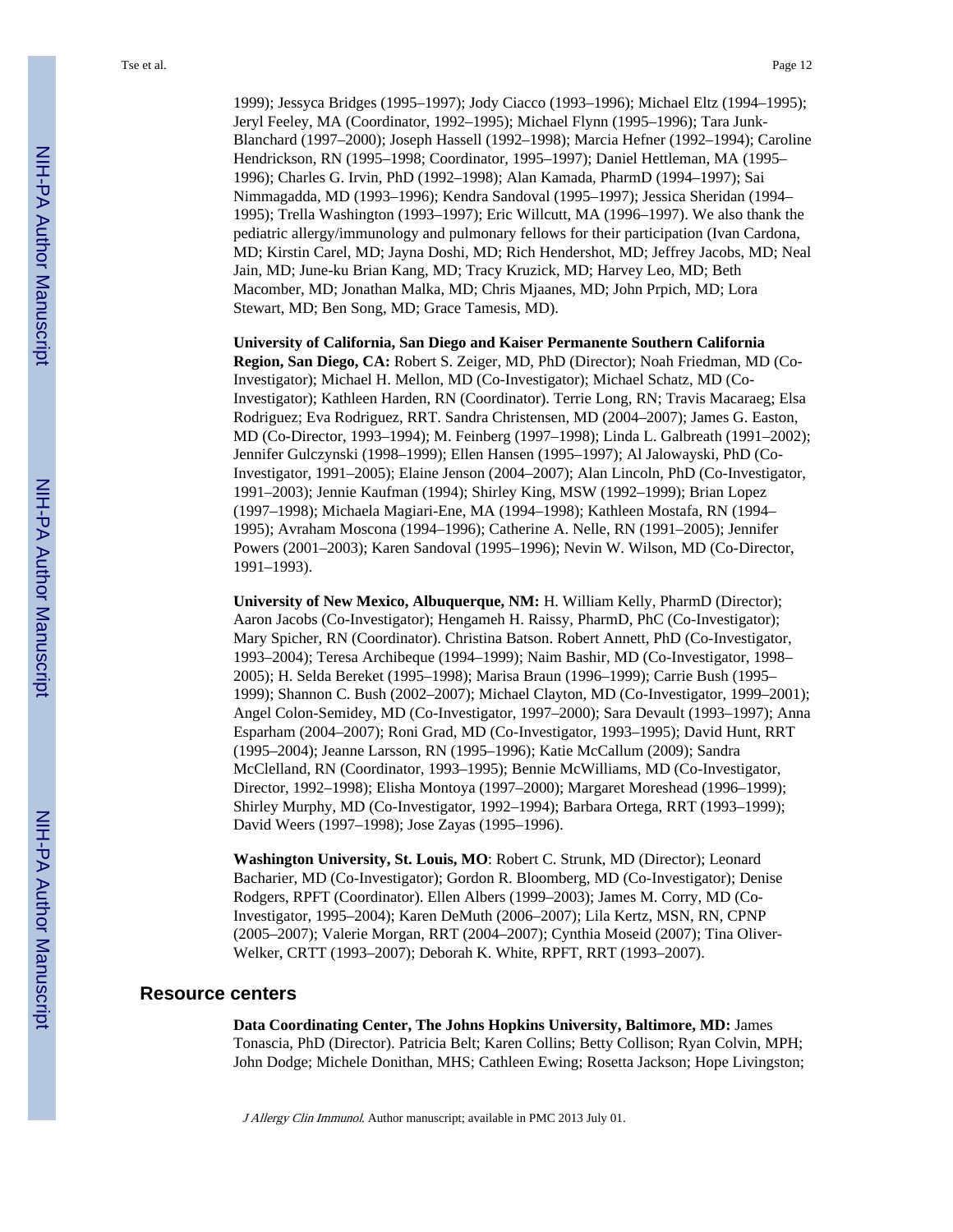1999); Jessyca Bridges (1995–1997); Jody Ciacco (1993–1996); Michael Eltz (1994–1995); Jeryl Feeley, MA (Coordinator, 1992–1995); Michael Flynn (1995–1996); Tara Junk-Blanchard (1997–2000); Joseph Hassell (1992–1998); Marcia Hefner (1992–1994); Caroline Hendrickson, RN (1995–1998; Coordinator, 1995–1997); Daniel Hettleman, MA (1995–1996); Charles G. Irvin, PhD (1992–1998); Alan Kamada, PharmD (1994–1997); Sai Nimmagadda, MD (1993–1996); Kendra Sandoval (1995–1997); Jessica Sheridan (1994–1995); Trella Washington (1993–1997); Eric Willcutt, MA (1996–1997). We also thank the pediatric allergy/immunology and pulmonary fellows for their participation (Ivan Cardona, MD; Kirstin Carel, MD; Jayna Doshi, MD; Rich Hendershot, MD; Jeffrey Jacobs, MD; Neal Jain, MD; June-ku Brian Kang, MD; Tracy Kruzick, MD; Harvey Leo, MD; Beth Macomber, MD; Jonathan Malka, MD; Chris Mjaanes, MD; John Prpich, MD; Lora Stewart, MD; Ben Song, MD; Grace Tamesis, MD).

**University of California, San Diego and Kaiser Permanente Southern California Region, San Diego, CA:** Robert S. Zeiger, MD, PhD (Director); Noah Friedman, MD (Co-Investigator); Michael H. Mellon, MD (Co-Investigator); Michael Schatz, MD (Co-Investigator); Kathleen Harden, RN (Coordinator). Terrie Long, RN; Travis Macaraeg; Elsa Rodriguez; Eva Rodriguez, RRT. Sandra Christensen, MD (2004–2007); James G. Easton, MD (Co-Director, 1993–1994); M. Feinberg (1997–1998); Linda L. Galbreath (1991–2002); Jennifer Gulczynski (1998–1999); Ellen Hansen (1995–1997); Al Jalowayski, PhD (Co-Investigator, 1991–2005); Elaine Jenson (2004–2007); Alan Lincoln, PhD (Co-Investigator, 1991–2003); Jennie Kaufman (1994); Shirley King, MSW (1992–1999); Brian Lopez (1997–1998); Michaela Magiari-Ene, MA (1994–1998); Kathleen Mostafa, RN (1994–1995); Avraham Moscona (1994–1996); Catherine A. Nelle, RN (1991–2005); Jennifer Powers (2001–2003); Karen Sandoval (1995–1996); Nevin W. Wilson, MD (Co-Director, 1991–1993).

**University of New Mexico, Albuquerque, NM:** H. William Kelly, PharmD (Director); Aaron Jacobs (Co-Investigator); Hengameh H. Raissy, PharmD, PhC (Co-Investigator); Mary Spicher, RN (Coordinator). Christina Batson. Robert Annett, PhD (Co-Investigator, 1993–2004); Teresa Archibeque (1994–1999); Naim Bashir, MD (Co-Investigator, 1998–2005); H. Selda Bereket (1995–1998); Marisa Braun (1996–1999); Carrie Bush (1995–1999); Shannon C. Bush (2002–2007); Michael Clayton, MD (Co-Investigator, 1999–2001); Angel Colon-Semidey, MD (Co-Investigator, 1997–2000); Sara Devault (1993–1997); Anna Esparham (2004–2007); Roni Grad, MD (Co-Investigator, 1993–1995); David Hunt, RRT (1995–2004); Jeanne Larsson, RN (1995–1996); Katie McCallum (2009); Sandra McClelland, RN (Coordinator, 1993–1995); Bennie McWilliams, MD (Co-Investigator, Director, 1992–1998); Elisha Montoya (1997–2000); Margaret Moreshead (1996–1999); Shirley Murphy, MD (Co-Investigator, 1992–1994); Barbara Ortega, RRT (1993–1999); David Weers (1997–1998); Jose Zayas (1995–1996).

**Washington University, St. Louis, MO**: Robert C. Strunk, MD (Director); Leonard Bacharier, MD (Co-Investigator); Gordon R. Bloomberg, MD (Co-Investigator); Denise Rodgers, RPFT (Coordinator). Ellen Albers (1999–2003); James M. Corry, MD (Co-Investigator, 1995–2004); Karen DeMuth (2006–2007); Lila Kertz, MSN, RN, CPNP (2005–2007); Valerie Morgan, RRT (2004–2007); Cynthia Moseid (2007); Tina Oliver-Welker, CRTT (1993–2007); Deborah K. White, RPFT, RRT (1993–2007).

## Resource centers

**Data Coordinating Center, The Johns Hopkins University, Baltimore, MD:** James Tonascia, PhD (Director). Patricia Belt; Karen Collins; Betty Collison; Ryan Colvin, MPH; John Dodge; Michele Donithan, MHS; Cathleen Ewing; Rosetta Jackson; Hope Livingston;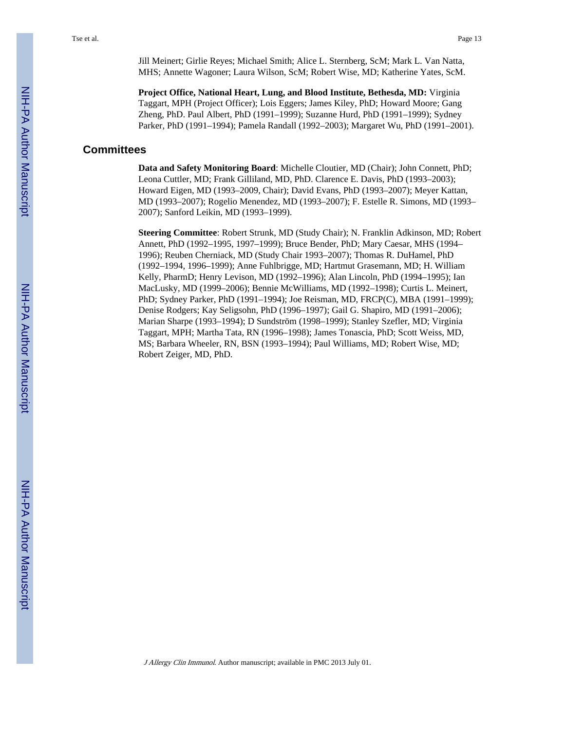Jill Meinert; Girlie Reyes; Michael Smith; Alice L. Sternberg, ScM; Mark L. Van Natta, MHS; Annette Wagoner; Laura Wilson, ScM; Robert Wise, MD; Katherine Yates, ScM.

**Project Office, National Heart, Lung, and Blood Institute, Bethesda, MD:** Virginia Taggart, MPH (Project Officer); Lois Eggers; James Kiley, PhD; Howard Moore; Gang Zheng, PhD. Paul Albert, PhD (1991–1999); Suzanne Hurd, PhD (1991–1999); Sydney Parker, PhD (1991–1994); Pamela Randall (1992–2003); Margaret Wu, PhD (1991–2001).

## Committees

**Data and Safety Monitoring Board**: Michelle Cloutier, MD (Chair); John Connett, PhD; Leona Cuttler, MD; Frank Gilliland, MD, PhD. Clarence E. Davis, PhD (1993–2003); Howard Eigen, MD (1993–2009, Chair); David Evans, PhD (1993–2007); Meyer Kattan, MD (1993–2007); Rogelio Menendez, MD (1993–2007); F. Estelle R. Simons, MD (1993–2007); Sanford Leikin, MD (1993–1999).

**Steering Committee**: Robert Strunk, MD (Study Chair); N. Franklin Adkinson, MD; Robert Annett, PhD (1992–1995, 1997–1999); Bruce Bender, PhD; Mary Caesar, MHS (1994–1996); Reuben Cherniack, MD (Study Chair 1993–2007); Thomas R. DuHamel, PhD (1992–1994, 1996–1999); Anne Fuhlbrigge, MD; Hartmut Grasemann, MD; H. William Kelly, PharmD; Henry Levison, MD (1992–1996); Alan Lincoln, PhD (1994–1995); Ian MacLusky, MD (1999–2006); Bennie McWilliams, MD (1992–1998); Curtis L. Meinert, PhD; Sydney Parker, PhD (1991–1994); Joe Reisman, MD, FRCP(C), MBA (1991–1999); Denise Rodgers; Kay Seligsohn, PhD (1996–1997); Gail G. Shapiro, MD (1991–2006); Marian Sharpe (1993–1994); D Sundström (1998–1999); Stanley Szefler, MD; Virginia Taggart, MPH; Martha Tata, RN (1996–1998); James Tonascia, PhD; Scott Weiss, MD, MS; Barbara Wheeler, RN, BSN (1993–1994); Paul Williams, MD; Robert Wise, MD; Robert Zeiger, MD, PhD.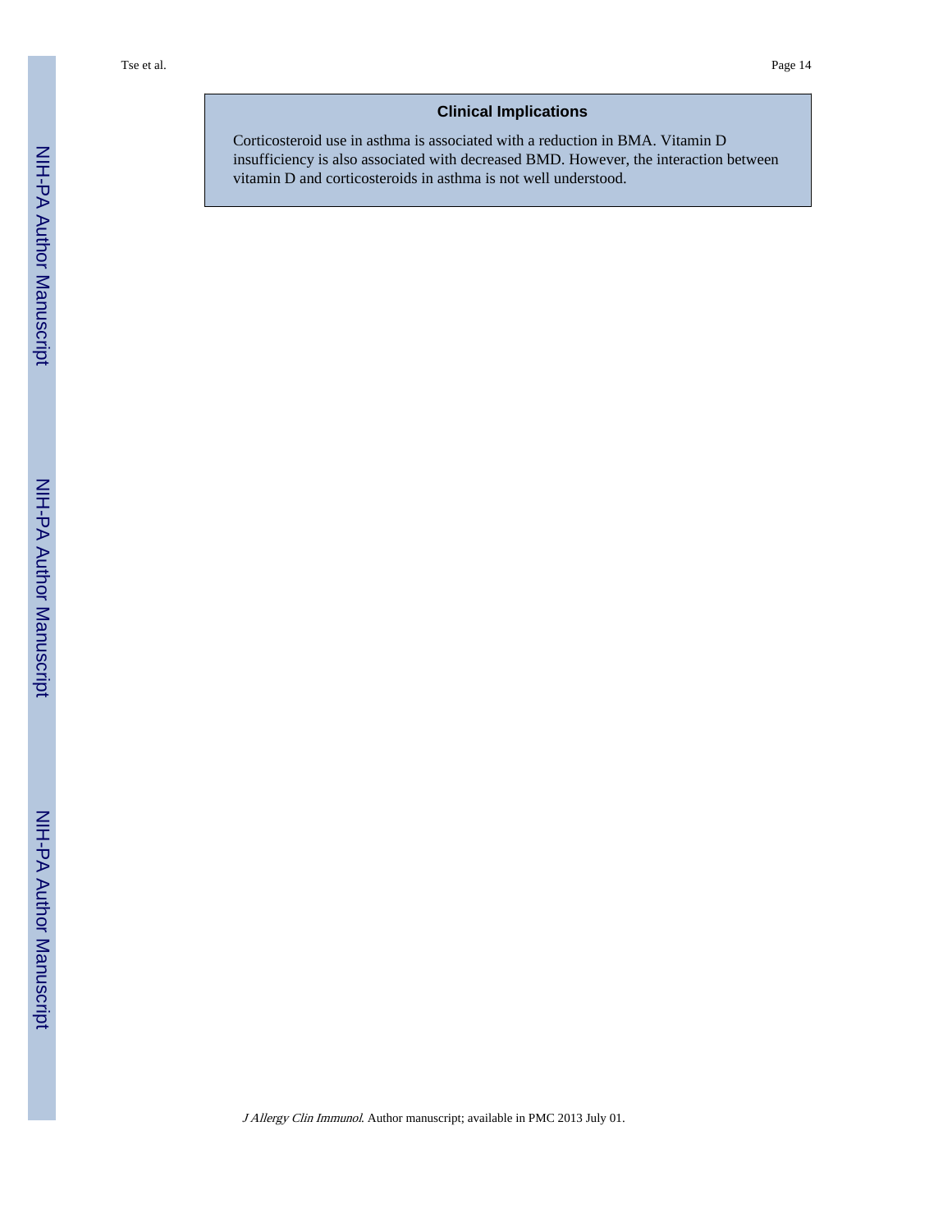## Clinical Implications

Corticosteroid use in asthma is associated with a reduction in BMA. Vitamin D insufficiency is also associated with decreased BMD. However, the interaction between vitamin D and corticosteroids in asthma is not well understood.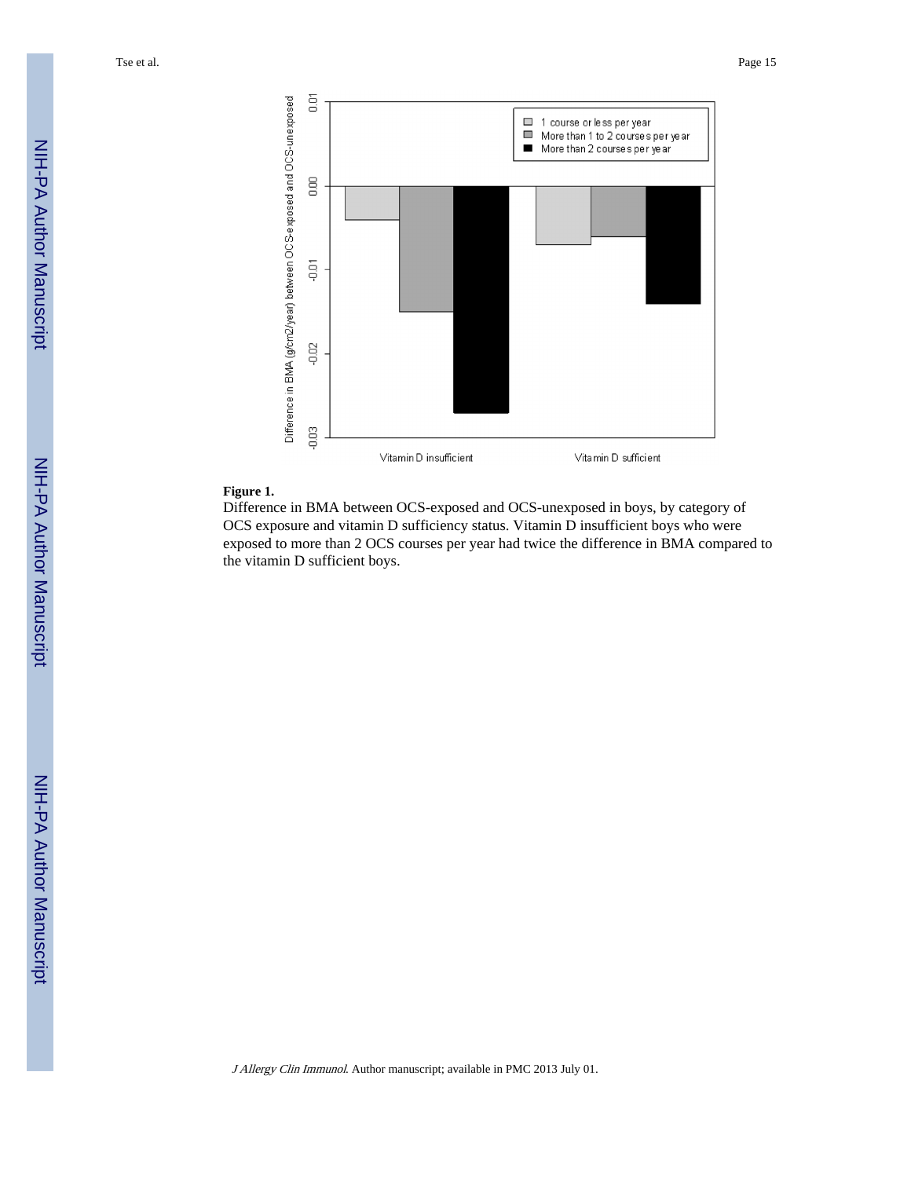**Figure 1.**

Difference in BMA between OCS-exposed and OCS-unexposed in boys, by category of OCS exposure and vitamin D sufficiency status. Vitamin D insufficient boys who were exposed to more than 2 OCS courses per year had twice the difference in BMA compared to the vitamin D sufficient boys.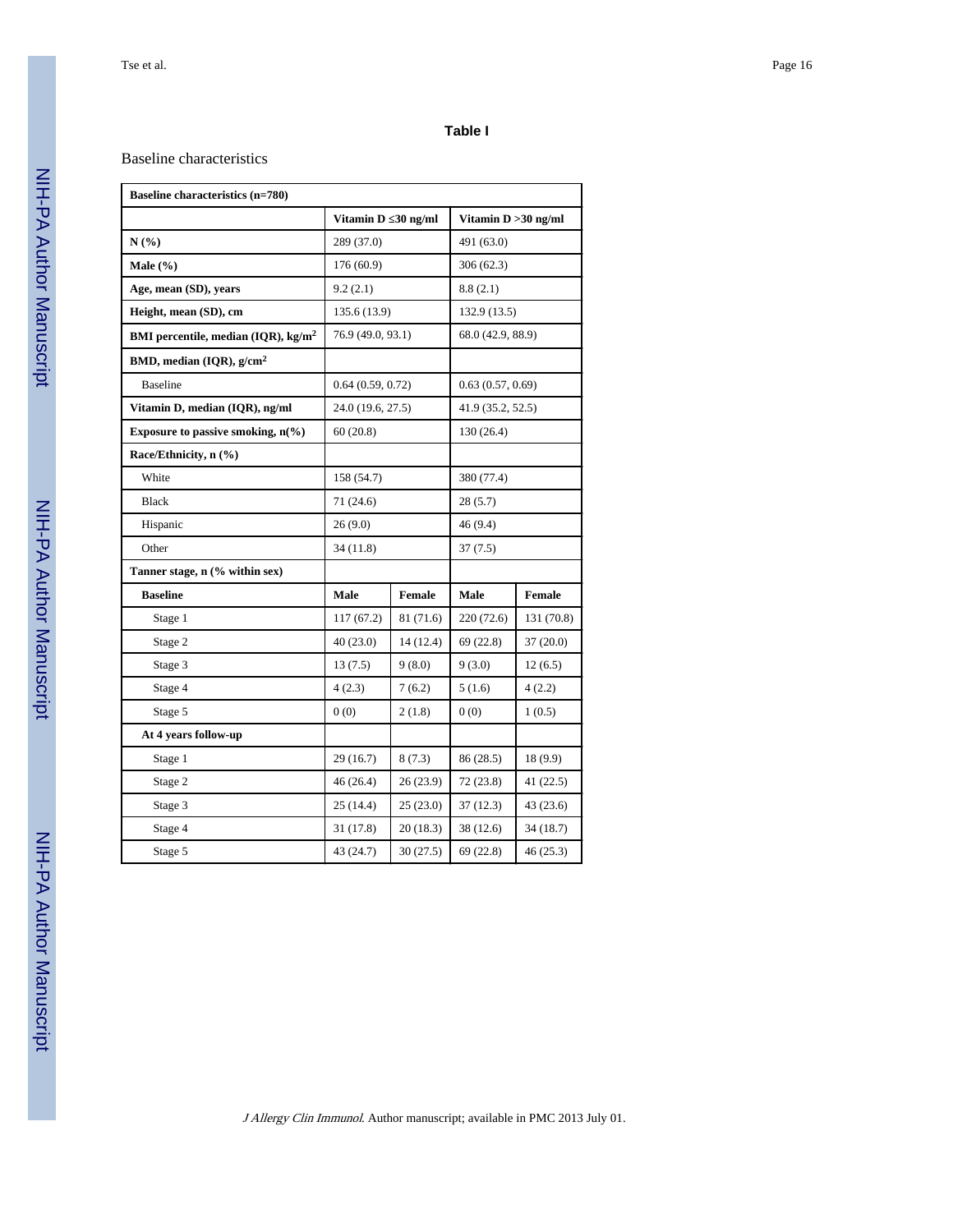**Table I**

Baseline characteristics

| Baseline characteristics (n=780) | | | | |
|---|---|---|---|---|
| | Vitamin D ≤30 ng/ml | | Vitamin D >30 ng/ml | |
| **N (%)** | 289 (37.0) | | 491 (63.0) | |
| **Male (%)** | 176 (60.9) | | 306 (62.3) | |
| **Age, mean (SD), years** | 9.2 (2.1) | | 8.8 (2.1) | |
| **Height, mean (SD), cm** | 135.6 (13.9) | | 132.9 (13.5) | |
| **BMI percentile, median (IQR), kg/m$^2$** | 76.9 (49.0, 93.1) | | 68.0 (42.9, 88.9) | |
| **BMD, median (IQR), g/cm$^2$** | | | | |
| Baseline | 0.64 (0.59, 0.72) | | 0.63 (0.57, 0.69) | |
| **Vitamin D, median (IQR), ng/ml** | 24.0 (19.6, 27.5) | | 41.9 (35.2, 52.5) | |
| **Exposure to passive smoking, n(%)** | 60 (20.8) | | 130 (26.4) | |
| **Race/Ethnicity, n (%)** | | | | |
| White | 158 (54.7) | | 380 (77.4) | |
| Black | 71 (24.6) | | 28 (5.7) | |
| Hispanic | 26 (9.0) | | 46 (9.4) | |
| Other | 34 (11.8) | | 37 (7.5) | |
| **Tanner stage, n (% within sex)** | | | | |
| **Baseline** | **Male** | **Female** | **Male** | **Female** |
| Stage 1 | 117 (67.2) | 81 (71.6) | 220 (72.6) | 131 (70.8) |
| Stage 2 | 40 (23.0) | 14 (12.4) | 69 (22.8) | 37 (20.0) |
| Stage 3 | 13 (7.5) | 9 (8.0) | 9 (3.0) | 12 (6.5) |
| Stage 4 | 4 (2.3) | 7 (6.2) | 5 (1.6) | 4 (2.2) |
| Stage 5 | 0 (0) | 2 (1.8) | 0 (0) | 1 (0.5) |
| **At 4 years follow-up** | | | | |
| Stage 1 | 29 (16.7) | 8 (7.3) | 86 (28.5) | 18 (9.9) |
| Stage 2 | 46 (26.4) | 26 (23.9) | 72 (23.8) | 41 (22.5) |
| Stage 3 | 25 (14.4) | 25 (23.0) | 37 (12.3) | 43 (23.6) |
| Stage 4 | 31 (17.8) | 20 (18.3) | 38 (12.6) | 34 (18.7) |
| Stage 5 | 43 (24.7) | 30 (27.5) | 69 (22.8) | 46 (25.3) |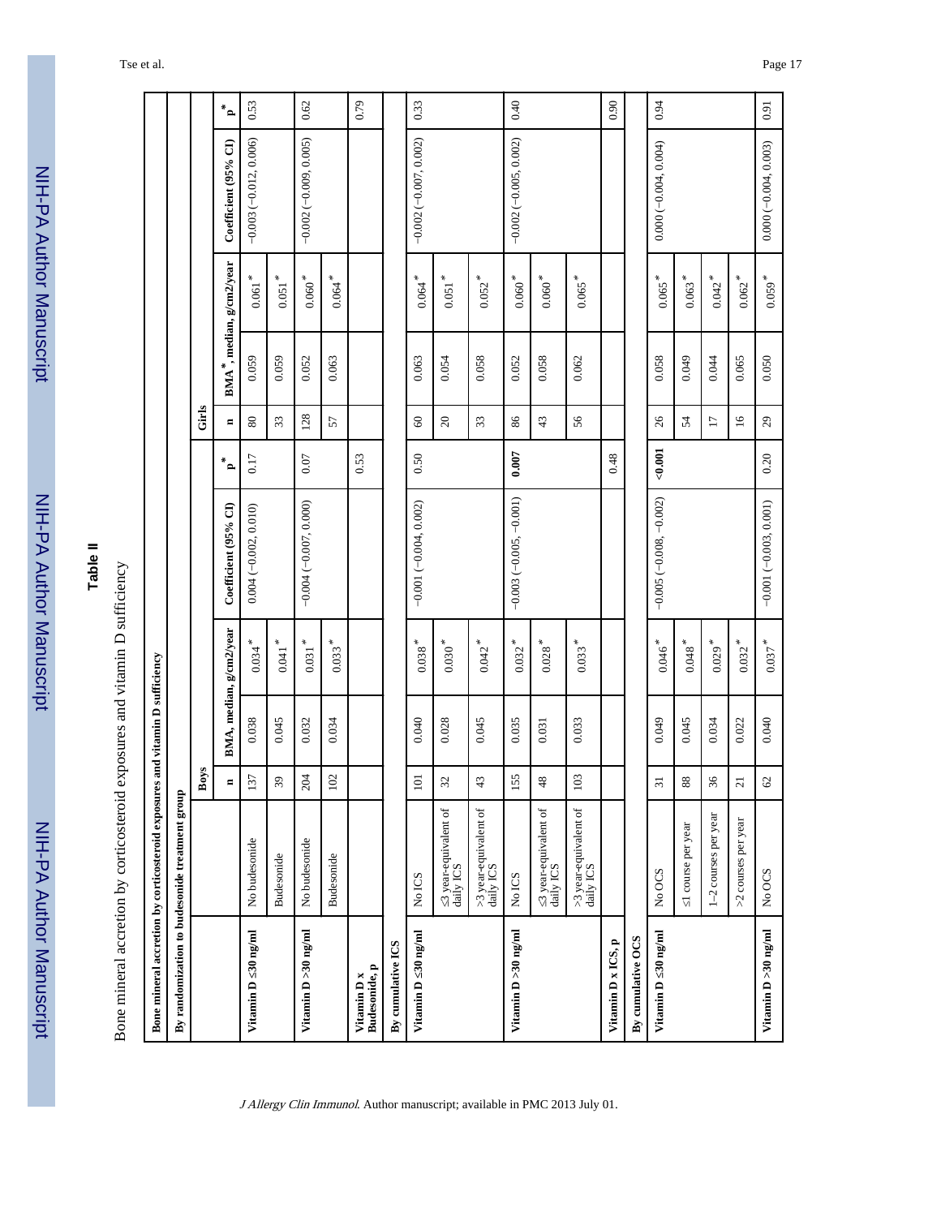## Table II

Bone mineral accretion by corticosteroid exposures and vitamin D sufficiency

| Bone mineral accretion by corticosteroid exposures and vitamin D sufficiency | | | | | | | | | | | |
|---|---|---|---|---|---|---|---|---|---|---|---|
| **By randomization to budesonide treatment group** | | | | | | | | | | | |
| | | **Boys** | | | | | **Girls** | | | | |
| | | **n** | **BMA, median, g/cm2/year** | | **Coefficient (95% CI)** | **p*** | **n** | **BMA*, median, g/cm2/year** | | **Coefficient (95% CI)** | **p*** |
| **Vitamin D ≤30 ng/ml** | No budesonide | 137 | 0.038 | 0.034* | 0.004 (−0.002, 0.010) | 0.17 | 80 | 0.059 | 0.061* | −0.003 (−0.012, 0.006) | 0.53 |
| | Budesonide | 39 | 0.045 | 0.041* | | | 33 | 0.059 | 0.051* | | |
| **Vitamin D >30 ng/ml** | No budesonide | 204 | 0.032 | 0.031* | −0.004 (−0.007, 0.000) | 0.07 | 128 | 0.052 | 0.060* | −0.002 (−0.009, 0.005) | 0.62 |
| | Budesonide | 102 | 0.034 | 0.033* | | | 57 | 0.063 | 0.064* | | |
| **Vitamin D x Budesonide, p** | | | | | | 0.53 | | | | | 0.79 |
| **By cumulative ICS** | | | | | | | | | | | |
| **Vitamin D ≤30 ng/ml** | No ICS | 101 | 0.040 | 0.038* | −0.001 (−0.004, 0.002) | 0.50 | 60 | 0.063 | 0.064* | −0.002 (−0.007, 0.002) | 0.33 |
| | ≤3 year-equivalent of daily ICS | 32 | 0.028 | 0.030* | | | 20 | 0.054 | 0.051* | | |
| | >3 year-equivalent of daily ICS | 43 | 0.045 | 0.042* | | | 33 | 0.058 | 0.052* | | |
| **Vitamin D >30 ng/ml** | No ICS | 155 | 0.035 | 0.032* | −0.003 (−0.005, −0.001) | **0.007** | 86 | 0.052 | 0.060* | −0.002 (−0.005, 0.002) | 0.40 |
| | ≤3 year-equivalent of daily ICS | 48 | 0.031 | 0.028* | | | 43 | 0.058 | 0.060* | | |
| | >3 year-equivalent of daily ICS | 103 | 0.033 | 0.033* | | | 56 | 0.062 | 0.065* | | |
| **Vitamin D x ICS, p** | | | | | | 0.48 | | | | | 0.90 |
| **By cumulative OCS** | | | | | | | | | | | |
| **Vitamin D ≤30 ng/ml** | No OCS | 31 | 0.049 | 0.046* | −0.005 (−0.008, −0.002) | **<0.001** | 26 | 0.058 | 0.065* | 0.000 (−0.004, 0.004) | 0.94 |
| | ≤1 course per year | 88 | 0.045 | 0.048* | | | 54 | 0.049 | 0.063* | | |
| | 1–2 courses per year | 36 | 0.034 | 0.029* | | | 17 | 0.044 | 0.042* | | |
| | >2 courses per year | 21 | 0.022 | 0.032* | | | 16 | 0.065 | 0.062* | | |
| **Vitamin D >30 ng/ml** | No OCS | 62 | 0.040 | 0.037* | −0.001 (−0.003, 0.001) | 0.20 | 29 | 0.050 | 0.059* | 0.000 (−0.004, 0.003) | 0.91 |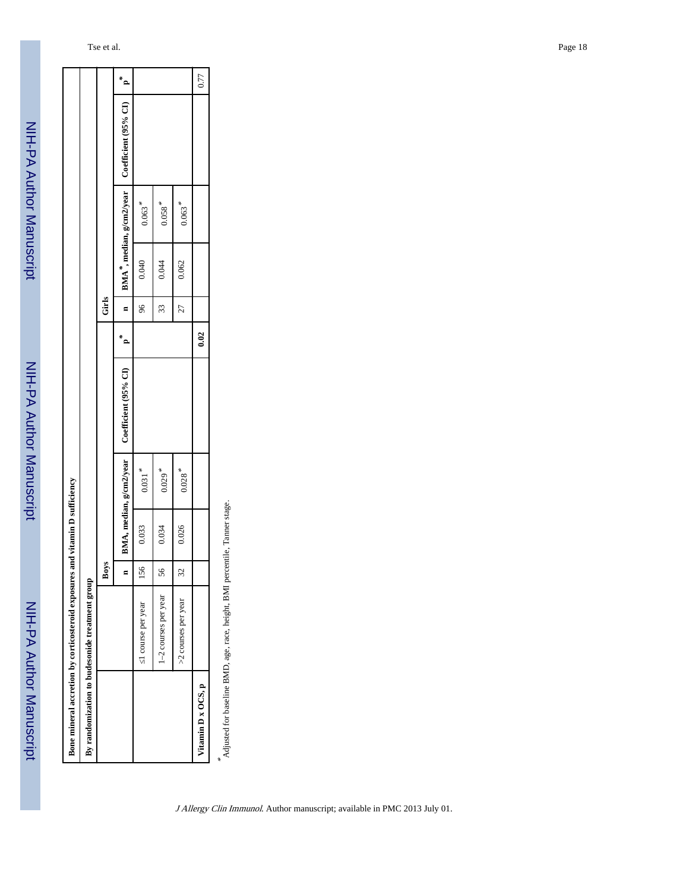| Bone mineral accretion by corticosteroid exposures and vitamin D sufficiency | | | | | | | | | | |
|---|---|---|---|---|---|---|---|---|---|---|
| By randomization to budesonide treatment group | | | | | | | | | | |
| | Boys | | | | | Girls | | | | |
| | n | BMA, median, g/cm2/year | | Coefficient (95% CI) | p* | n | BMA*, median, g/cm2/year | | Coefficient (95% CI) | p* |
| ≤1 course per year | 156 | 0.033 | 0.031* | | | 96 | 0.040 | 0.063* | | |
| 1–2 courses per year | 56 | 0.034 | 0.029* | | | 33 | 0.044 | 0.058* | | |
| >2 courses per year | 32 | 0.026 | 0.028* | | | 27 | 0.062 | 0.063* | | |
| Vitamin D x OCS, p | | | | | **0.02** | | | | | 0.77 |

*Adjusted for baseline BMD, age, race, height, BMI percentile, Tanner stage.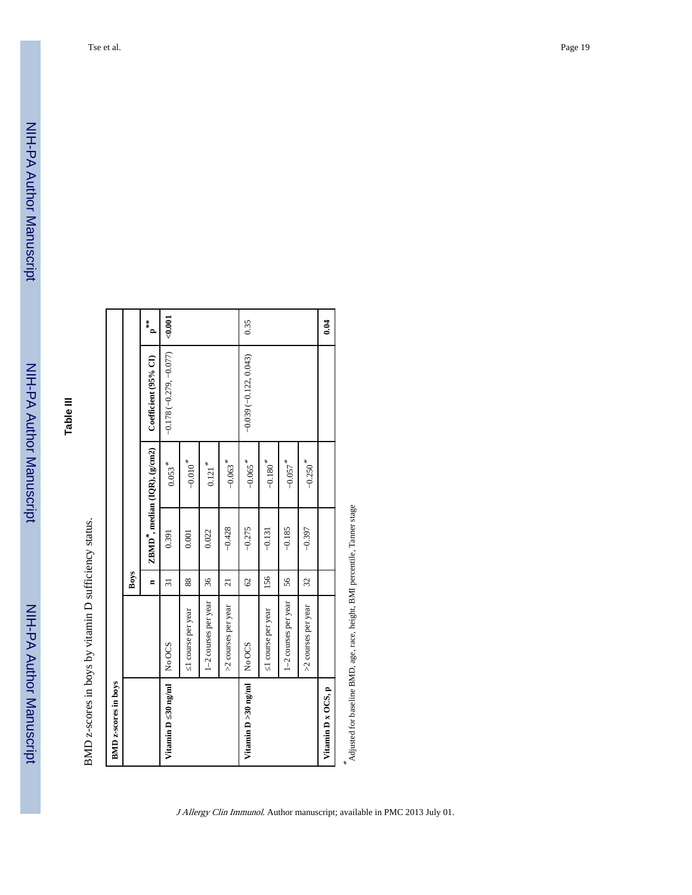# Table III

BMD z-scores in boys by vitamin D sufficiency status.

| BMD z-scores in boys | | Boys | | | | |
|---|---|---|---|---|---|---|
| | | n | ZBMD*, median (IQR), (g/cm2) | | Coefficient (95% CI) | p** |
| Vitamin D ≤30 ng/ml | No OCS | 31 | 0.391 | 0.053* | −0.178 (−0.279, −0.077) | <0.001 |
| | ≤1 course per year | 88 | 0.001 | −0.010* | | |
| | 1–2 courses per year | 36 | 0.022 | 0.121* | | |
| | >2 courses per year | 21 | −0.428 | −0.063* | | |
| Vitamin D >30 ng/ml | No OCS | 62 | −0.275 | −0.065* | −0.039 (−0.122, 0.043) | 0.35 |
| | ≤1 course per year | 156 | −0.131 | −0.180* | | |
| | 1–2 courses per year | 56 | −0.185 | −0.057* | | |
| | >2 courses per year | 32 | −0.397 | −0.250* | | |
| Vitamin D x OCS, p | | | | | | 0.04 |

*Adjusted for baseline BMD, age, race, height, BMI percentile, Tanner stage